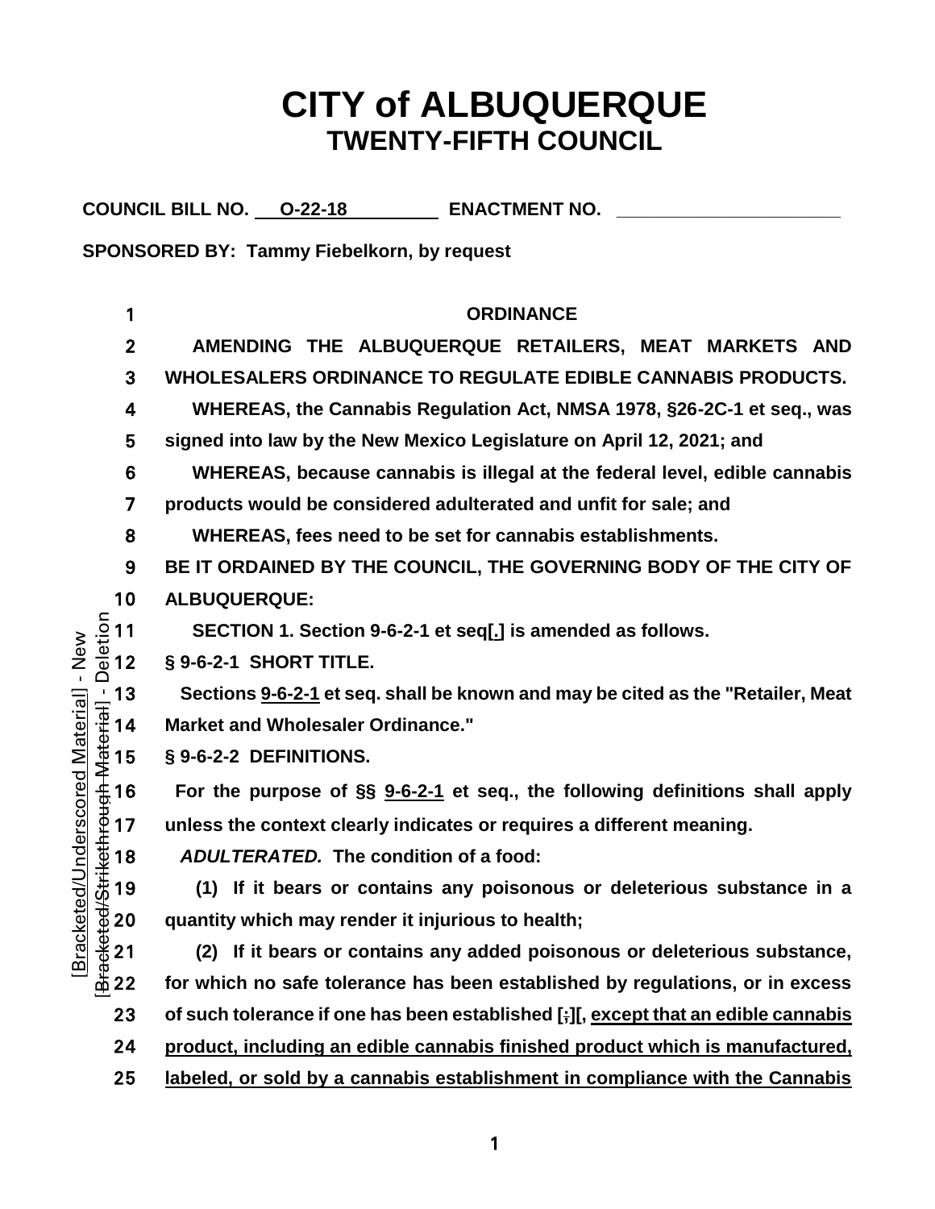# CITY of ALBUQUERQUE
## TWENTY-FIFTH COUNCIL

**COUNCIL BILL NO.** O-22-18 **ENACTMENT NO.** ____________________

**SPONSORED BY: Tammy Fiebelkorn, by request**

[Bracketed/Underscored Material] - New
[Bracketed/Strikethrough Material] - Deletion

**ORDINANCE**

**AMENDING THE ALBUQUERQUE RETAILERS, MEAT MARKETS AND WHOLESALERS ORDINANCE TO REGULATE EDIBLE CANNABIS PRODUCTS.**

**WHEREAS, the Cannabis Regulation Act, NMSA 1978, §26-2C-1 et seq., was signed into law by the New Mexico Legislature on April 12, 2021; and**

**WHEREAS, because cannabis is illegal at the federal level, edible cannabis products would be considered adulterated and unfit for sale; and**

**WHEREAS, fees need to be set for cannabis establishments.**

**BE IT ORDAINED BY THE COUNCIL, THE GOVERNING BODY OF THE CITY OF ALBUQUERQUE:**

**SECTION 1. Section 9-6-2-1 et seq[~~.~~] is amended as follows.**

**§ 9-6-2-1 SHORT TITLE.**

**Sections <u>9-6-2-1</u> et seq. shall be known and may be cited as the "Retailer, Meat Market and Wholesaler Ordinance."**

**§ 9-6-2-2 DEFINITIONS.**

**For the purpose of §§ <u>9-6-2-1</u> et seq., the following definitions shall apply unless the context clearly indicates or requires a different meaning.**

***ADULTERATED.*** **The condition of a food:**

**(1) If it bears or contains any poisonous or deleterious substance in a quantity which may render it injurious to health;**

**(2) If it bears or contains any added poisonous or deleterious substance, for which no safe tolerance has been established by regulations, or in excess of such tolerance if one has been established [~~;~~][<u>, except that an edible cannabis product, including an edible cannabis finished product which is manufactured, labeled, or sold by a cannabis establishment in compliance with the Cannabis</u>**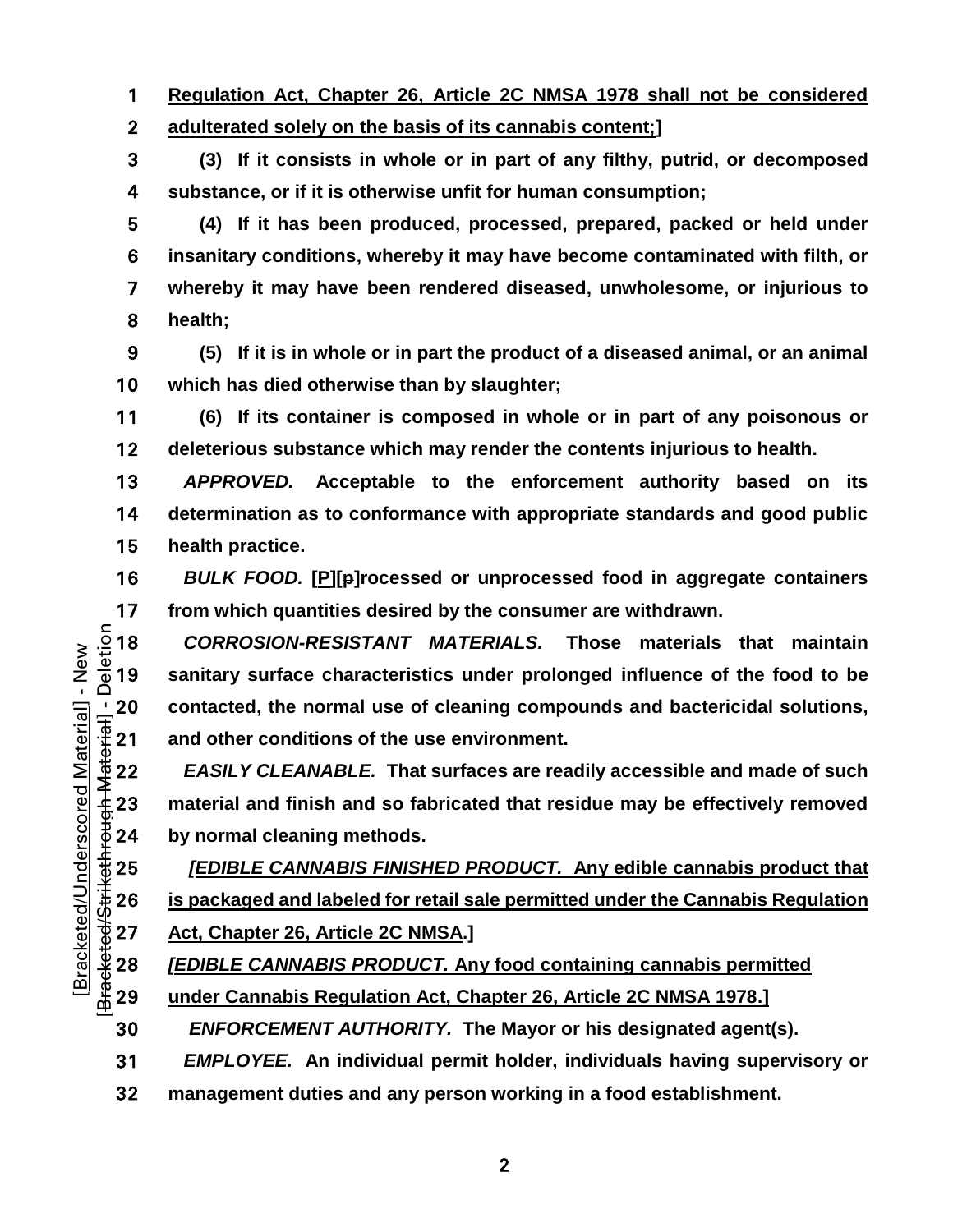**Regulation Act, Chapter 26, Article 2C NMSA 1978 shall not be considered adulterated solely on the basis of its cannabis content;]**

**(3) If it consists in whole or in part of any filthy, putrid, or decomposed substance, or if it is otherwise unfit for human consumption;**

**(4) If it has been produced, processed, prepared, packed or held under insanitary conditions, whereby it may have become contaminated with filth, or whereby it may have been rendered diseased, unwholesome, or injurious to health;**

**(5) If it is in whole or in part the product of a diseased animal, or an animal which has died otherwise than by slaughter;**

**(6) If its container is composed in whole or in part of any poisonous or deleterious substance which may render the contents injurious to health.**

***APPROVED.*** **Acceptable to the enforcement authority based on its determination as to conformance with appropriate standards and good public health practice.**

***BULK FOOD.*** **[P][~~p~~]rocessed or unprocessed food in aggregate containers from which quantities desired by the consumer are withdrawn.**

***CORROSION-RESISTANT MATERIALS.*** **Those materials that maintain sanitary surface characteristics under prolonged influence of the food to be contacted, the normal use of cleaning compounds and bactericidal solutions, and other conditions of the use environment.**

***EASILY CLEANABLE.*** **That surfaces are readily accessible and made of such material and finish and so fabricated that residue may be effectively removed by normal cleaning methods.**

***[EDIBLE CANNABIS FINISHED PRODUCT.*** **Any edible cannabis product that is packaged and labeled for retail sale permitted under the Cannabis Regulation Act, Chapter 26, Article 2C NMSA.]**

***[EDIBLE CANNABIS PRODUCT.*** **Any food containing cannabis permitted under Cannabis Regulation Act, Chapter 26, Article 2C NMSA 1978.]**

***ENFORCEMENT AUTHORITY.*** **The Mayor or his designated agent(s).**

***EMPLOYEE.*** **An individual permit holder, individuals having supervisory or management duties and any person working in a food establishment.**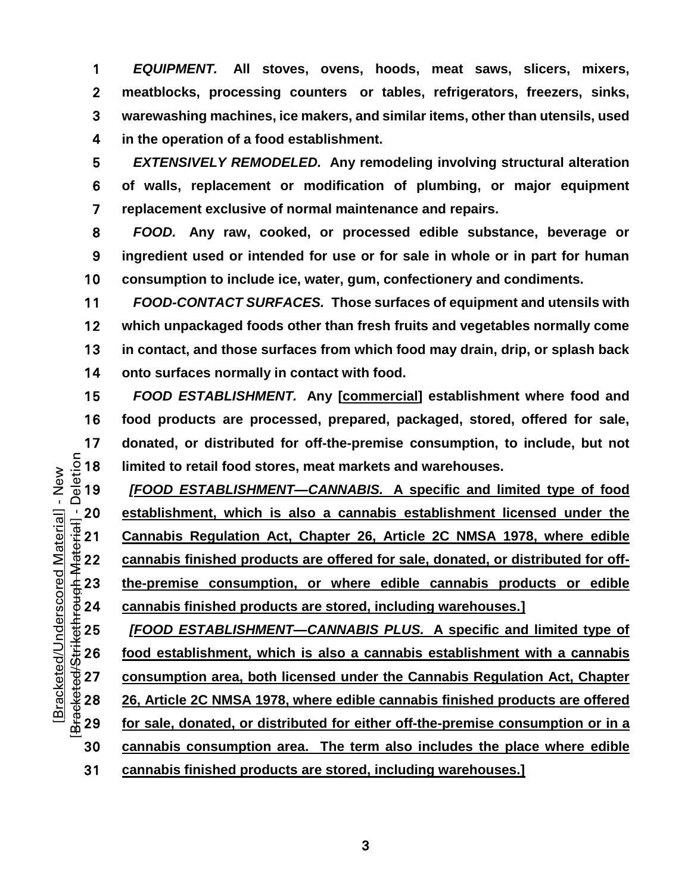***EQUIPMENT.*** **All stoves, ovens, hoods, meat saws, slicers, mixers, meatblocks, processing counters or tables, refrigerators, freezers, sinks, warewashing machines, ice makers, and similar items, other than utensils, used in the operation of a food establishment.**

***EXTENSIVELY REMODELED.*** **Any remodeling involving structural alteration of walls, replacement or modification of plumbing, or major equipment replacement exclusive of normal maintenance and repairs.**

***FOOD.*** **Any raw, cooked, or processed edible substance, beverage or ingredient used or intended for use or for sale in whole or in part for human consumption to include ice, water, gum, confectionery and condiments.**

***FOOD-CONTACT SURFACES.*** **Those surfaces of equipment and utensils with which unpackaged foods other than fresh fruits and vegetables normally come in contact, and those surfaces from which food may drain, drip, or splash back onto surfaces normally in contact with food.**

***FOOD ESTABLISHMENT.*** **Any [<u>commercial</u>] establishment where food and food products are processed, prepared, packaged, stored, offered for sale, donated, or distributed for off-the-premise consumption, to include, but not limited to retail food stores, meat markets and warehouses.**

**[*<u>FOOD ESTABLISHMENT—CANNABIS.</u>* <u>A specific and limited type of food establishment, which is also a cannabis establishment licensed under the Cannabis Regulation Act, Chapter 26, Article 2C NMSA 1978, where edible cannabis finished products are offered for sale, donated, or distributed for off-the-premise consumption, or where edible cannabis products or edible cannabis finished products are stored, including warehouses.</u>]**

**[*<u>FOOD ESTABLISHMENT—CANNABIS PLUS.</u>* <u>A specific and limited type of food establishment, which is also a cannabis establishment with a cannabis consumption area, both licensed under the Cannabis Regulation Act, Chapter 26, Article 2C NMSA 1978, where edible cannabis finished products are offered for sale, donated, or distributed for either off-the-premise consumption or in a cannabis consumption area. The term also includes the place where edible cannabis finished products are stored, including warehouses.</u>]**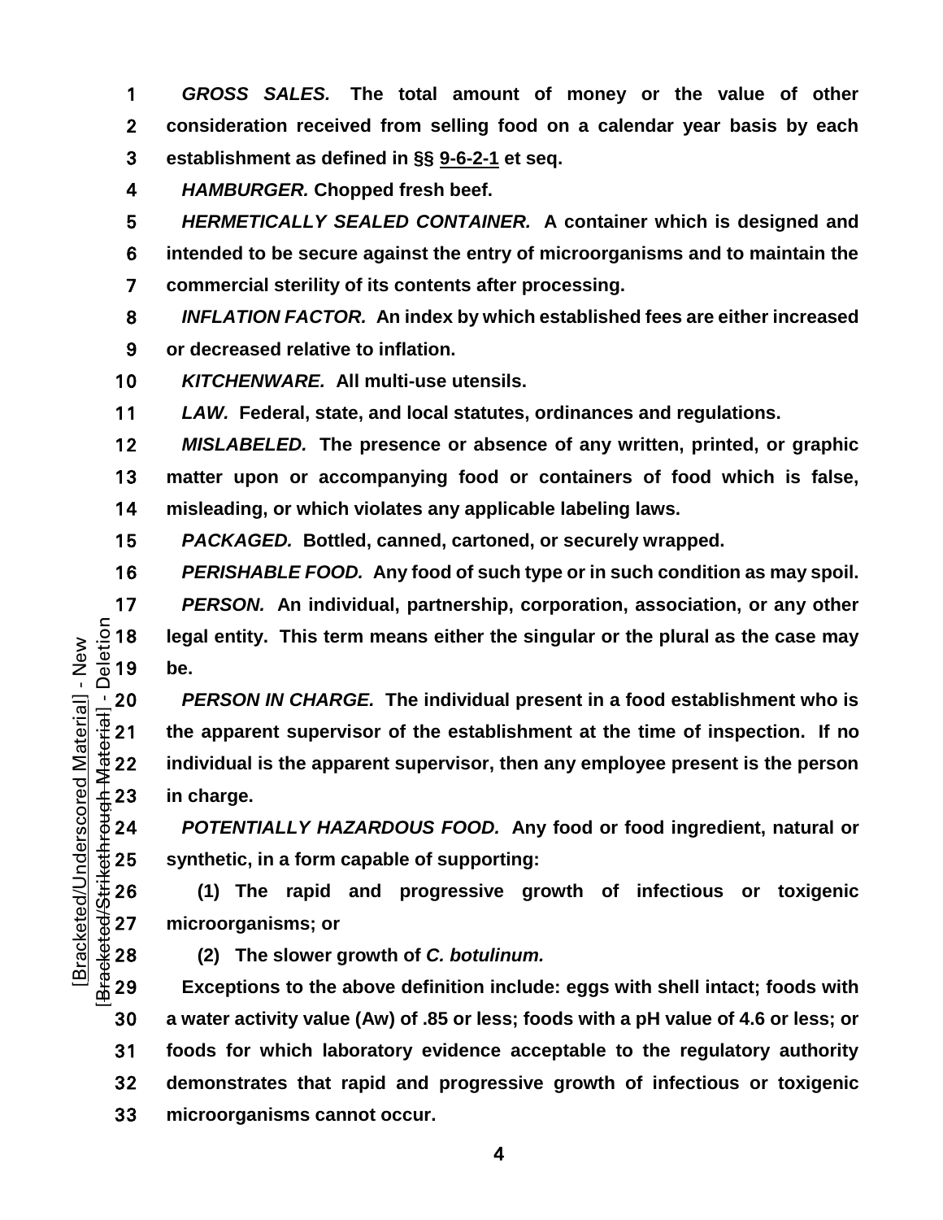***GROSS SALES.*** **The total amount of money or the value of other consideration received from selling food on a calendar year basis by each establishment as defined in §§ 9-6-2-1 et seq.**

***HAMBURGER.*** **Chopped fresh beef.**

***HERMETICALLY SEALED CONTAINER.*** **A container which is designed and intended to be secure against the entry of microorganisms and to maintain the commercial sterility of its contents after processing.**

***INFLATION FACTOR.*** **An index by which established fees are either increased or decreased relative to inflation.**

***KITCHENWARE.*** **All multi-use utensils.**

***LAW.*** **Federal, state, and local statutes, ordinances and regulations.**

***MISLABELED.*** **The presence or absence of any written, printed, or graphic matter upon or accompanying food or containers of food which is false, misleading, or which violates any applicable labeling laws.**

***PACKAGED.*** **Bottled, canned, cartoned, or securely wrapped.**

***PERISHABLE FOOD.*** **Any food of such type or in such condition as may spoil.**

***PERSON.*** **An individual, partnership, corporation, association, or any other legal entity. This term means either the singular or the plural as the case may be.**

***PERSON IN CHARGE.*** **The individual present in a food establishment who is the apparent supervisor of the establishment at the time of inspection. If no individual is the apparent supervisor, then any employee present is the person in charge.**

***POTENTIALLY HAZARDOUS FOOD.*** **Any food or food ingredient, natural or synthetic, in a form capable of supporting:**

**(1) The rapid and progressive growth of infectious or toxigenic microorganisms; or**

**(2) The slower growth of *C. botulinum.***

**Exceptions to the above definition include: eggs with shell intact; foods with a water activity value (Aw) of .85 or less; foods with a pH value of 4.6 or less; or foods for which laboratory evidence acceptable to the regulatory authority demonstrates that rapid and progressive growth of infectious or toxigenic microorganisms cannot occur.**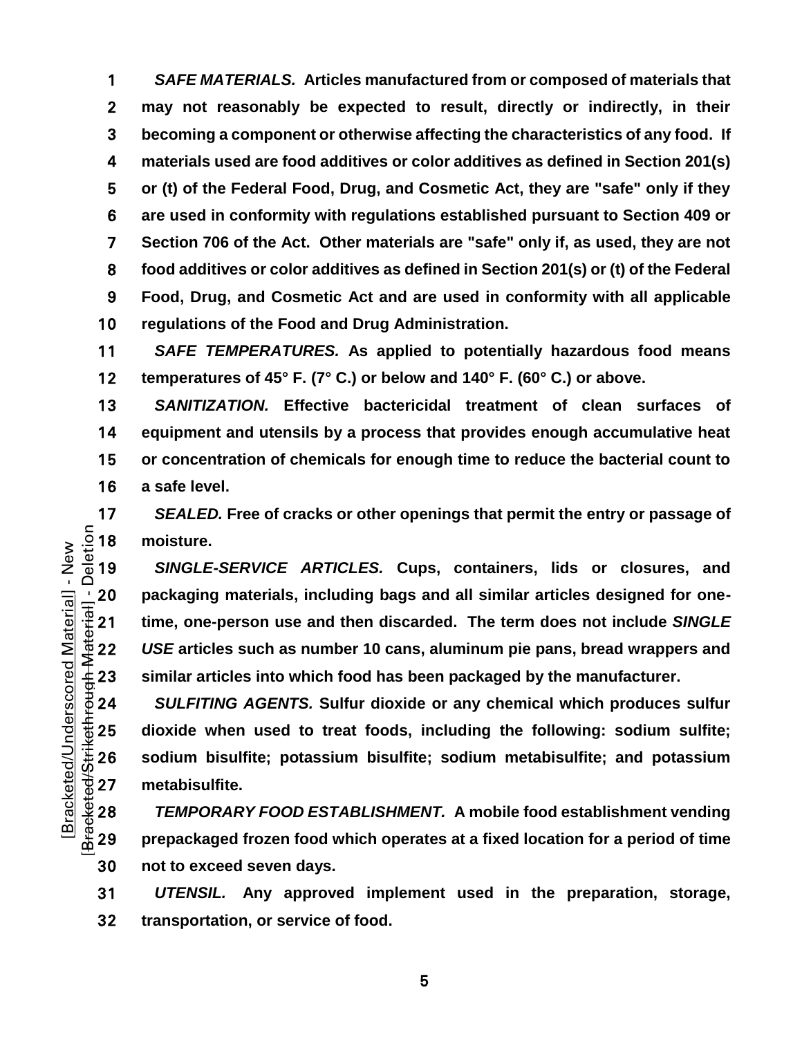***SAFE MATERIALS.*** **Articles manufactured from or composed of materials that may not reasonably be expected to result, directly or indirectly, in their becoming a component or otherwise affecting the characteristics of any food. If materials used are food additives or color additives as defined in Section 201(s) or (t) of the Federal Food, Drug, and Cosmetic Act, they are "safe" only if they are used in conformity with regulations established pursuant to Section 409 or Section 706 of the Act. Other materials are "safe" only if, as used, they are not food additives or color additives as defined in Section 201(s) or (t) of the Federal Food, Drug, and Cosmetic Act and are used in conformity with all applicable regulations of the Food and Drug Administration.**

***SAFE TEMPERATURES.*** **As applied to potentially hazardous food means temperatures of 45° F. (7° C.) or below and 140° F. (60° C.) or above.**

***SANITIZATION.*** **Effective bactericidal treatment of clean surfaces of equipment and utensils by a process that provides enough accumulative heat or concentration of chemicals for enough time to reduce the bacterial count to a safe level.**

***SEALED.*** **Free of cracks or other openings that permit the entry or passage of moisture.**

***SINGLE-SERVICE ARTICLES.*** **Cups, containers, lids or closures, and packaging materials, including bags and all similar articles designed for one-time, one-person use and then discarded. The term does not include *SINGLE USE* articles such as number 10 cans, aluminum pie pans, bread wrappers and similar articles into which food has been packaged by the manufacturer.**

***SULFITING AGENTS.*** **Sulfur dioxide or any chemical which produces sulfur dioxide when used to treat foods, including the following: sodium sulfite; sodium bisulfite; potassium bisulfite; sodium metabisulfite; and potassium metabisulfite.**

***TEMPORARY FOOD ESTABLISHMENT.*** **A mobile food establishment vending prepackaged frozen food which operates at a fixed location for a period of time not to exceed seven days.**

***UTENSIL.*** **Any approved implement used in the preparation, storage, transportation, or service of food.**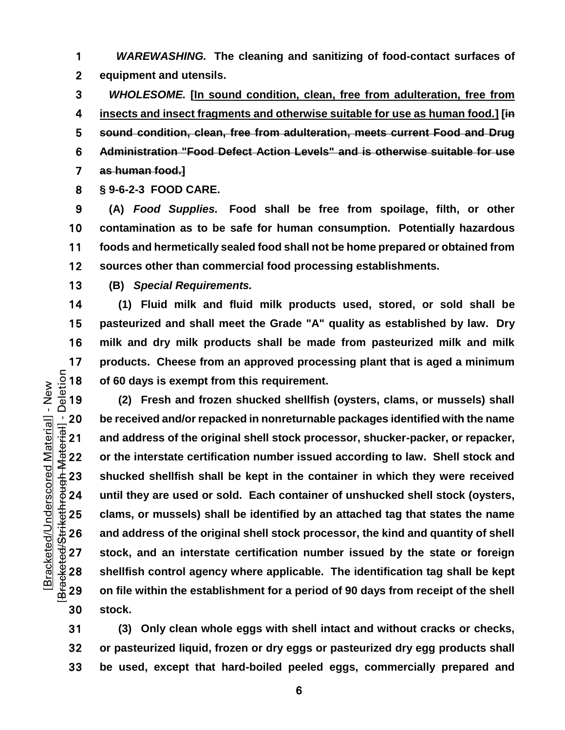***WAREWASHING.*** **The cleaning and sanitizing of food-contact surfaces of equipment and utensils.**

***WHOLESOME.*** **[<u>In sound condition, clean, free from adulteration, free from insects and insect fragments and otherwise suitable for use as human food.</u>] [~~in sound condition, clean, free from adulteration, meets current Food and Drug Administration "Food Defect Action Levels" and is otherwise suitable for use as human food.~~]**

**§ 9-6-2-3 FOOD CARE.**

**(A)** ***Food Supplies.*** **Food shall be free from spoilage, filth, or other contamination as to be safe for human consumption. Potentially hazardous foods and hermetically sealed food shall not be home prepared or obtained from sources other than commercial food processing establishments.**

**(B)** ***Special Requirements.***

**(1) Fluid milk and fluid milk products used, stored, or sold shall be pasteurized and shall meet the Grade "A" quality as established by law. Dry milk and dry milk products shall be made from pasteurized milk and milk products. Cheese from an approved processing plant that is aged a minimum of 60 days is exempt from this requirement.**

**(2) Fresh and frozen shucked shellfish (oysters, clams, or mussels) shall be received and/or repacked in nonreturnable packages identified with the name and address of the original shell stock processor, shucker-packer, or repacker, or the interstate certification number issued according to law. Shell stock and shucked shellfish shall be kept in the container in which they were received until they are used or sold. Each container of unshucked shell stock (oysters, clams, or mussels) shall be identified by an attached tag that states the name and address of the original shell stock processor, the kind and quantity of shell stock, and an interstate certification number issued by the state or foreign shellfish control agency where applicable. The identification tag shall be kept on file within the establishment for a period of 90 days from receipt of the shell stock.**

**(3) Only clean whole eggs with shell intact and without cracks or checks, or pasteurized liquid, frozen or dry eggs or pasteurized dry egg products shall be used, except that hard-boiled peeled eggs, commercially prepared and**

[Bracketed/Underscored Material] - New
[Bracketed/Strikethrough Material] - Deletion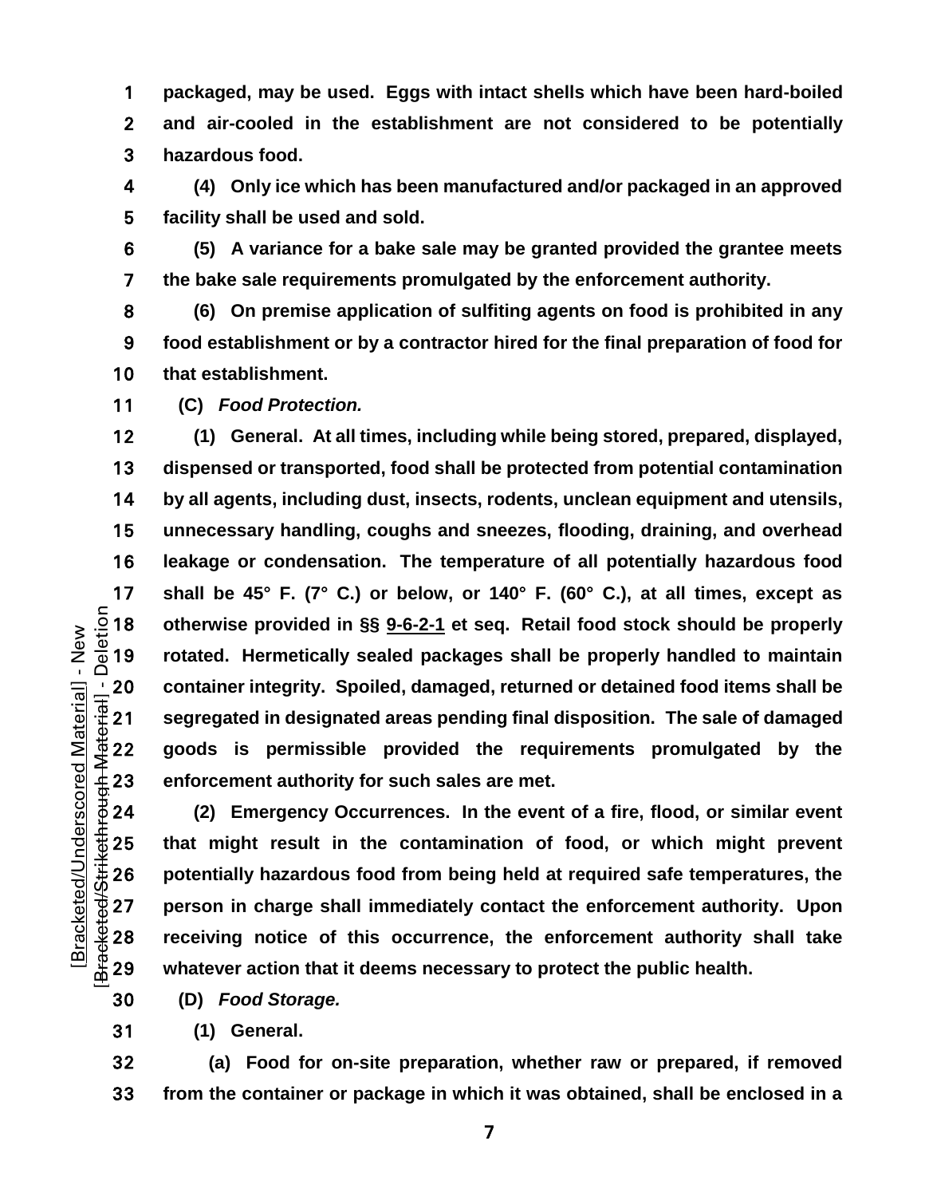**packaged, may be used. Eggs with intact shells which have been hard-boiled and air-cooled in the establishment are not considered to be potentially hazardous food.**

**(4) Only ice which has been manufactured and/or packaged in an approved facility shall be used and sold.**

**(5) A variance for a bake sale may be granted provided the grantee meets the bake sale requirements promulgated by the enforcement authority.**

**(6) On premise application of sulfiting agents on food is prohibited in any food establishment or by a contractor hired for the final preparation of food for that establishment.**

**(C)** ***Food Protection.***

**(1) General. At all times, including while being stored, prepared, displayed, dispensed or transported, food shall be protected from potential contamination by all agents, including dust, insects, rodents, unclean equipment and utensils, unnecessary handling, coughs and sneezes, flooding, draining, and overhead leakage or condensation. The temperature of all potentially hazardous food shall be 45° F. (7° C.) or below, or 140° F. (60° C.), at all times, except as otherwise provided in §§ 9-6-2-1 et seq. Retail food stock should be properly rotated. Hermetically sealed packages shall be properly handled to maintain container integrity. Spoiled, damaged, returned or detained food items shall be segregated in designated areas pending final disposition. The sale of damaged goods is permissible provided the requirements promulgated by the enforcement authority for such sales are met.**

**(2) Emergency Occurrences. In the event of a fire, flood, or similar event that might result in the contamination of food, or which might prevent potentially hazardous food from being held at required safe temperatures, the person in charge shall immediately contact the enforcement authority. Upon receiving notice of this occurrence, the enforcement authority shall take whatever action that it deems necessary to protect the public health.**

**(D)** ***Food Storage.***

**(1) General.**

**(a) Food for on-site preparation, whether raw or prepared, if removed from the container or package in which it was obtained, shall be enclosed in a**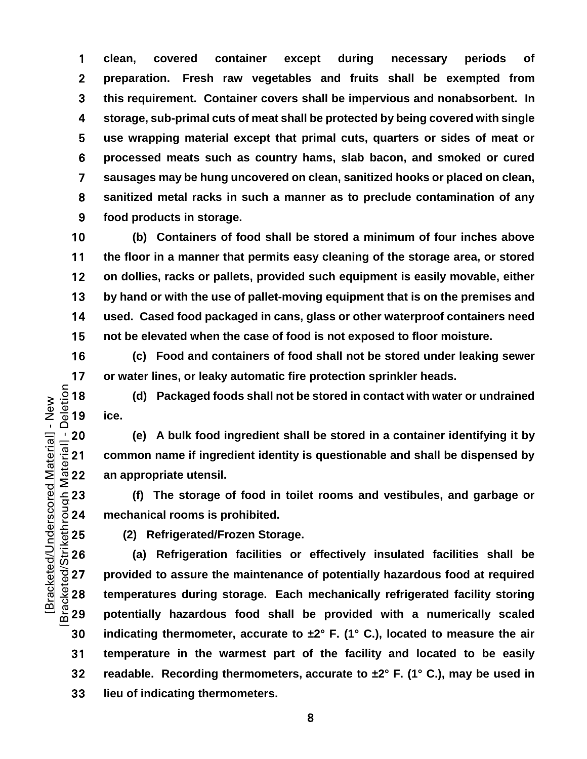**clean, covered container except during necessary periods of preparation. Fresh raw vegetables and fruits shall be exempted from this requirement. Container covers shall be impervious and nonabsorbent. In storage, sub-primal cuts of meat shall be protected by being covered with single use wrapping material except that primal cuts, quarters or sides of meat or processed meats such as country hams, slab bacon, and smoked or cured sausages may be hung uncovered on clean, sanitized hooks or placed on clean, sanitized metal racks in such a manner as to preclude contamination of any food products in storage.**

**(b) Containers of food shall be stored a minimum of four inches above the floor in a manner that permits easy cleaning of the storage area, or stored on dollies, racks or pallets, provided such equipment is easily movable, either by hand or with the use of pallet-moving equipment that is on the premises and used. Cased food packaged in cans, glass or other waterproof containers need not be elevated when the case of food is not exposed to floor moisture.**

**(c) Food and containers of food shall not be stored under leaking sewer or water lines, or leaky automatic fire protection sprinkler heads.**

**(d) Packaged foods shall not be stored in contact with water or undrained ice.**

**(e) A bulk food ingredient shall be stored in a container identifying it by common name if ingredient identity is questionable and shall be dispensed by an appropriate utensil.**

**(f) The storage of food in toilet rooms and vestibules, and garbage or mechanical rooms is prohibited.**

**(2) Refrigerated/Frozen Storage.**

**(a) Refrigeration facilities or effectively insulated facilities shall be provided to assure the maintenance of potentially hazardous food at required temperatures during storage. Each mechanically refrigerated facility storing potentially hazardous food shall be provided with a numerically scaled indicating thermometer, accurate to ±2° F. (1° C.), located to measure the air temperature in the warmest part of the facility and located to be easily readable. Recording thermometers, accurate to ±2° F. (1° C.), may be used in lieu of indicating thermometers.**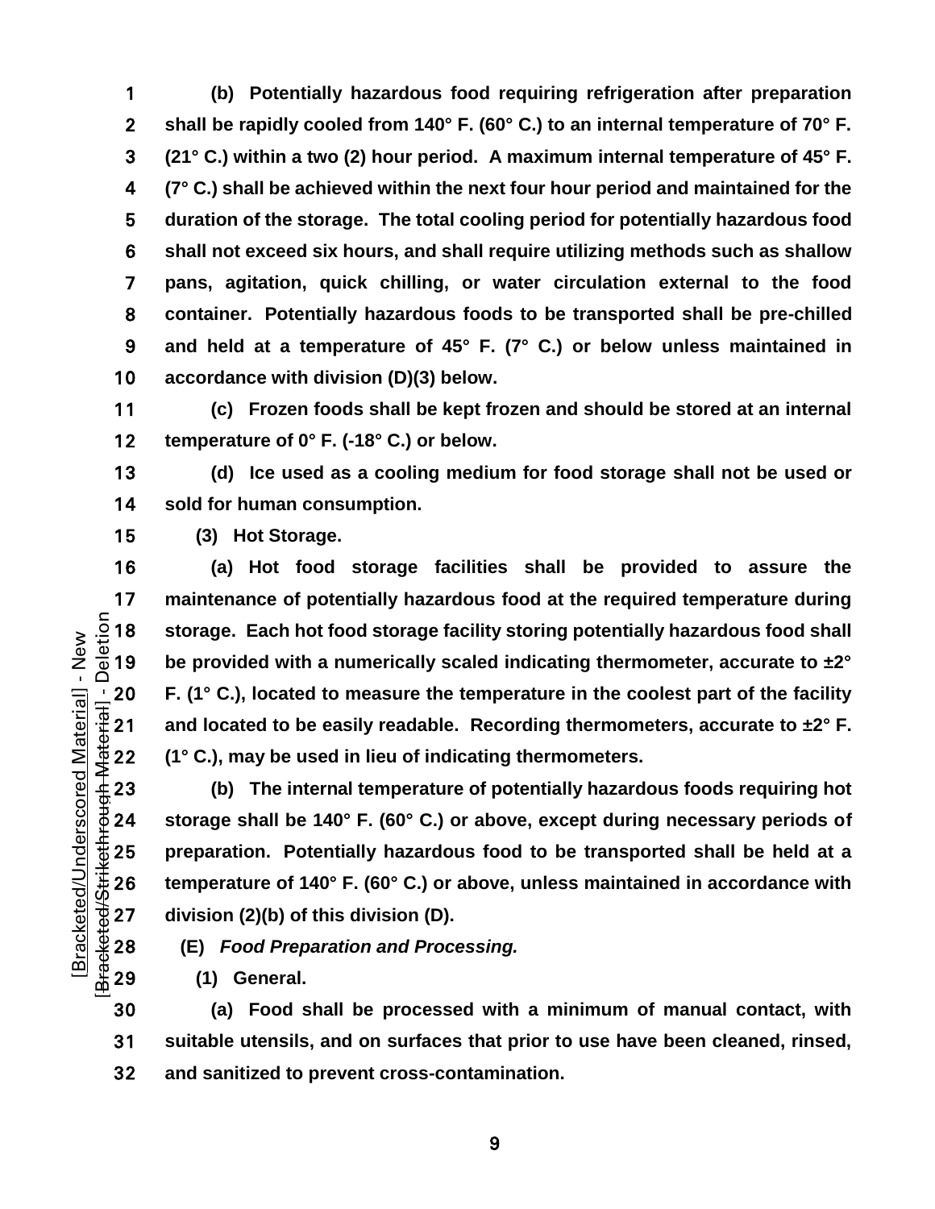**(b) Potentially hazardous food requiring refrigeration after preparation shall be rapidly cooled from 140° F. (60° C.) to an internal temperature of 70° F. (21° C.) within a two (2) hour period. A maximum internal temperature of 45° F. (7° C.) shall be achieved within the next four hour period and maintained for the duration of the storage. The total cooling period for potentially hazardous food shall not exceed six hours, and shall require utilizing methods such as shallow pans, agitation, quick chilling, or water circulation external to the food container. Potentially hazardous foods to be transported shall be pre-chilled and held at a temperature of 45° F. (7° C.) or below unless maintained in accordance with division (D)(3) below.**

**(c) Frozen foods shall be kept frozen and should be stored at an internal temperature of 0° F. (-18° C.) or below.**

**(d) Ice used as a cooling medium for food storage shall not be used or sold for human consumption.**

**(3) Hot Storage.**

**(a) Hot food storage facilities shall be provided to assure the maintenance of potentially hazardous food at the required temperature during storage. Each hot food storage facility storing potentially hazardous food shall be provided with a numerically scaled indicating thermometer, accurate to ±2° F. (1° C.), located to measure the temperature in the coolest part of the facility and located to be easily readable. Recording thermometers, accurate to ±2° F. (1° C.), may be used in lieu of indicating thermometers.**

**(b) The internal temperature of potentially hazardous foods requiring hot storage shall be 140° F. (60° C.) or above, except during necessary periods of preparation. Potentially hazardous food to be transported shall be held at a temperature of 140° F. (60° C.) or above, unless maintained in accordance with division (2)(b) of this division (D).**

**(E)** ***Food Preparation and Processing.***

**(1) General.**

**(a) Food shall be processed with a minimum of manual contact, with suitable utensils, and on surfaces that prior to use have been cleaned, rinsed, and sanitized to prevent cross-contamination.**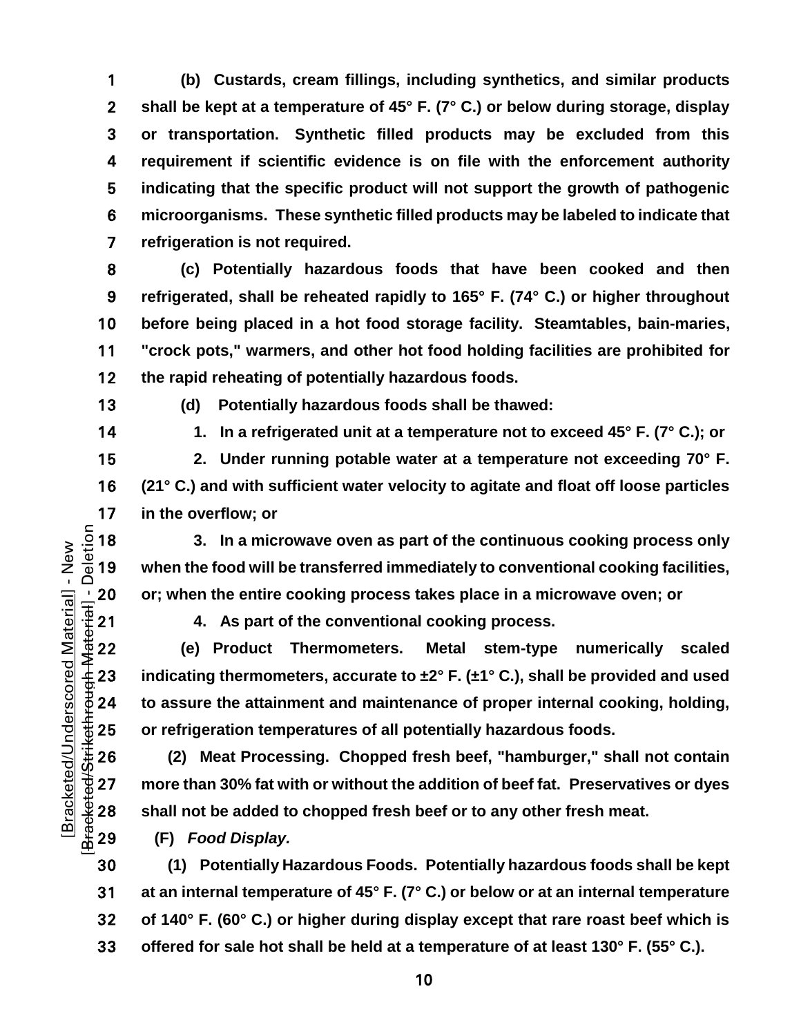**(b) Custards, cream fillings, including synthetics, and similar products shall be kept at a temperature of 45° F. (7° C.) or below during storage, display or transportation. Synthetic filled products may be excluded from this requirement if scientific evidence is on file with the enforcement authority indicating that the specific product will not support the growth of pathogenic microorganisms. These synthetic filled products may be labeled to indicate that refrigeration is not required.**

**(c) Potentially hazardous foods that have been cooked and then refrigerated, shall be reheated rapidly to 165° F. (74° C.) or higher throughout before being placed in a hot food storage facility. Steamtables, bain-maries, "crock pots," warmers, and other hot food holding facilities are prohibited for the rapid reheating of potentially hazardous foods.**

**(d) Potentially hazardous foods shall be thawed:**

**1. In a refrigerated unit at a temperature not to exceed 45° F. (7° C.); or**

**2. Under running potable water at a temperature not exceeding 70° F. (21° C.) and with sufficient water velocity to agitate and float off loose particles in the overflow; or**

**3. In a microwave oven as part of the continuous cooking process only when the food will be transferred immediately to conventional cooking facilities, or; when the entire cooking process takes place in a microwave oven; or**

**4. As part of the conventional cooking process.**

**(e) Product Thermometers. Metal stem-type numerically scaled indicating thermometers, accurate to ±2° F. (±1° C.), shall be provided and used to assure the attainment and maintenance of proper internal cooking, holding, or refrigeration temperatures of all potentially hazardous foods.**

**(2) Meat Processing. Chopped fresh beef, "hamburger," shall not contain more than 30% fat with or without the addition of beef fat. Preservatives or dyes shall not be added to chopped fresh beef or to any other fresh meat.**

**(F)** ***Food Display.***

**(1) Potentially Hazardous Foods. Potentially hazardous foods shall be kept at an internal temperature of 45° F. (7° C.) or below or at an internal temperature of 140° F. (60° C.) or higher during display except that rare roast beef which is offered for sale hot shall be held at a temperature of at least 130° F. (55° C.).**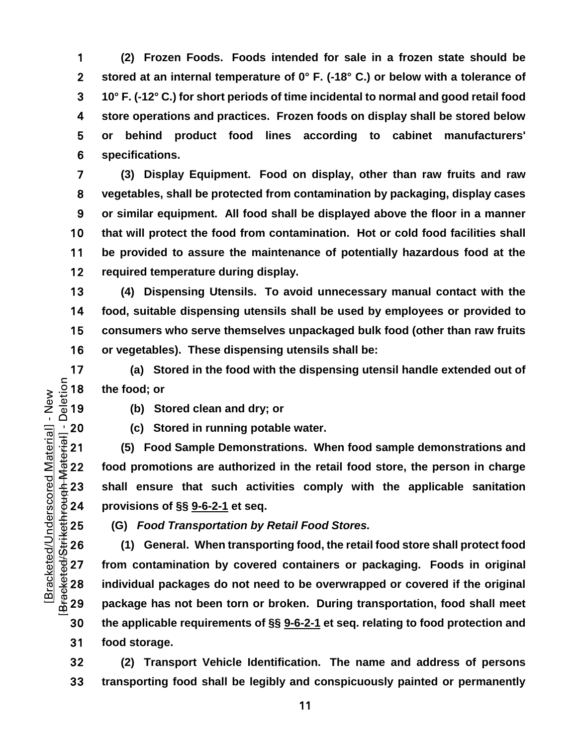**(2) Frozen Foods. Foods intended for sale in a frozen state should be stored at an internal temperature of 0° F. (-18° C.) or below with a tolerance of 10° F. (-12° C.) for short periods of time incidental to normal and good retail food store operations and practices. Frozen foods on display shall be stored below or behind product food lines according to cabinet manufacturers' specifications.**

**(3) Display Equipment. Food on display, other than raw fruits and raw vegetables, shall be protected from contamination by packaging, display cases or similar equipment. All food shall be displayed above the floor in a manner that will protect the food from contamination. Hot or cold food facilities shall be provided to assure the maintenance of potentially hazardous food at the required temperature during display.**

**(4) Dispensing Utensils. To avoid unnecessary manual contact with the food, suitable dispensing utensils shall be used by employees or provided to consumers who serve themselves unpackaged bulk food (other than raw fruits or vegetables). These dispensing utensils shall be:**

**(a) Stored in the food with the dispensing utensil handle extended out of the food; or**

**(b) Stored clean and dry; or**

**(c) Stored in running potable water.**

**(5) Food Sample Demonstrations. When food sample demonstrations and food promotions are authorized in the retail food store, the person in charge shall ensure that such activities comply with the applicable sanitation provisions of §§ 9-6-2-1 et seq.**

**(G)** ***Food Transportation by Retail Food Stores.***

**(1) General. When transporting food, the retail food store shall protect food from contamination by covered containers or packaging. Foods in original individual packages do not need to be overwrapped or covered if the original package has not been torn or broken. During transportation, food shall meet the applicable requirements of §§ 9-6-2-1 et seq. relating to food protection and food storage.**

**(2) Transport Vehicle Identification. The name and address of persons transporting food shall be legibly and conspicuously painted or permanently**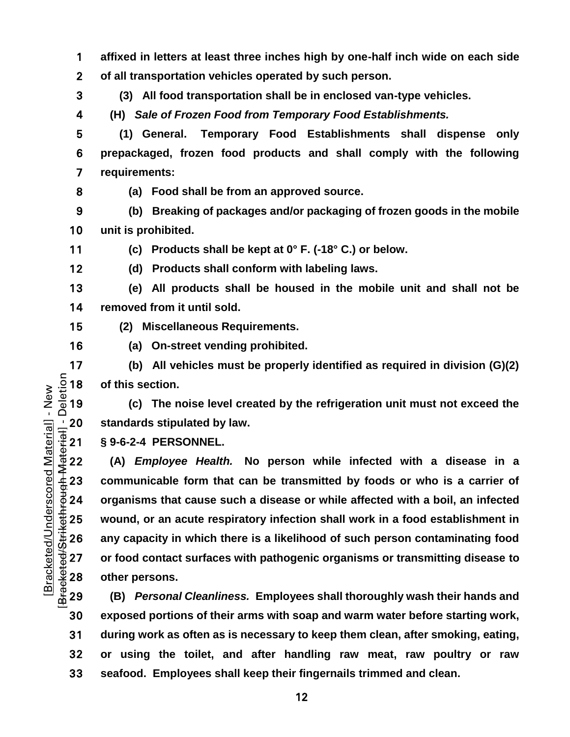**affixed in letters at least three inches high by one-half inch wide on each side of all transportation vehicles operated by such person.**

**(3) All food transportation shall be in enclosed van-type vehicles.**

**(H)** ***Sale of Frozen Food from Temporary Food Establishments.***

**(1) General. Temporary Food Establishments shall dispense only prepackaged, frozen food products and shall comply with the following requirements:**

**(a) Food shall be from an approved source.**

**(b) Breaking of packages and/or packaging of frozen goods in the mobile unit is prohibited.**

**(c) Products shall be kept at 0° F. (-18° C.) or below.**

**(d) Products shall conform with labeling laws.**

**(e) All products shall be housed in the mobile unit and shall not be removed from it until sold.**

**(2) Miscellaneous Requirements.**

**(a) On-street vending prohibited.**

**(b) All vehicles must be properly identified as required in division (G)(2) of this section.**

**(c) The noise level created by the refrigeration unit must not exceed the standards stipulated by law.**

**§ 9-6-2-4 PERSONNEL.**

**(A)** ***Employee Health.*** **No person while infected with a disease in a communicable form that can be transmitted by foods or who is a carrier of organisms that cause such a disease or while affected with a boil, an infected wound, or an acute respiratory infection shall work in a food establishment in any capacity in which there is a likelihood of such person contaminating food or food contact surfaces with pathogenic organisms or transmitting disease to other persons.**

**(B)** ***Personal Cleanliness.*** **Employees shall thoroughly wash their hands and exposed portions of their arms with soap and warm water before starting work, during work as often as is necessary to keep them clean, after smoking, eating, or using the toilet, and after handling raw meat, raw poultry or raw seafood. Employees shall keep their fingernails trimmed and clean.**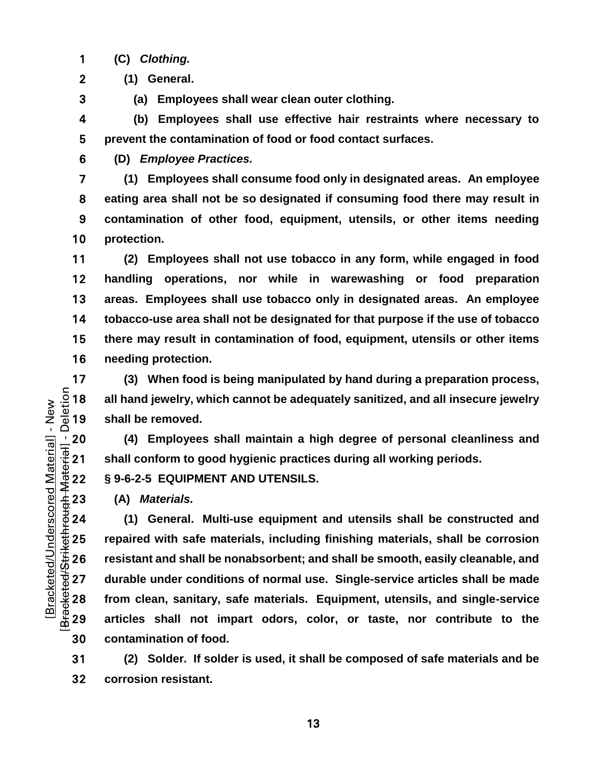**(C)** ***Clothing.***

**(1) General.**

**(a) Employees shall wear clean outer clothing.**

**(b) Employees shall use effective hair restraints where necessary to prevent the contamination of food or food contact surfaces.**

**(D)** ***Employee Practices.***

**(1) Employees shall consume food only in designated areas. An employee eating area shall not be so designated if consuming food there may result in contamination of other food, equipment, utensils, or other items needing protection.**

**(2) Employees shall not use tobacco in any form, while engaged in food handling operations, nor while in warewashing or food preparation areas. Employees shall use tobacco only in designated areas. An employee tobacco-use area shall not be designated for that purpose if the use of tobacco there may result in contamination of food, equipment, utensils or other items needing protection.**

**(3) When food is being manipulated by hand during a preparation process, all hand jewelry, which cannot be adequately sanitized, and all insecure jewelry shall be removed.**

**(4) Employees shall maintain a high degree of personal cleanliness and shall conform to good hygienic practices during all working periods.**

**§ 9-6-2-5 EQUIPMENT AND UTENSILS.**

**(A)** ***Materials.***

**(1) General. Multi-use equipment and utensils shall be constructed and repaired with safe materials, including finishing materials, shall be corrosion resistant and shall be nonabsorbent; and shall be smooth, easily cleanable, and durable under conditions of normal use. Single-service articles shall be made from clean, sanitary, safe materials. Equipment, utensils, and single-service articles shall not impart odors, color, or taste, nor contribute to the contamination of food.**

**(2) Solder. If solder is used, it shall be composed of safe materials and be corrosion resistant.**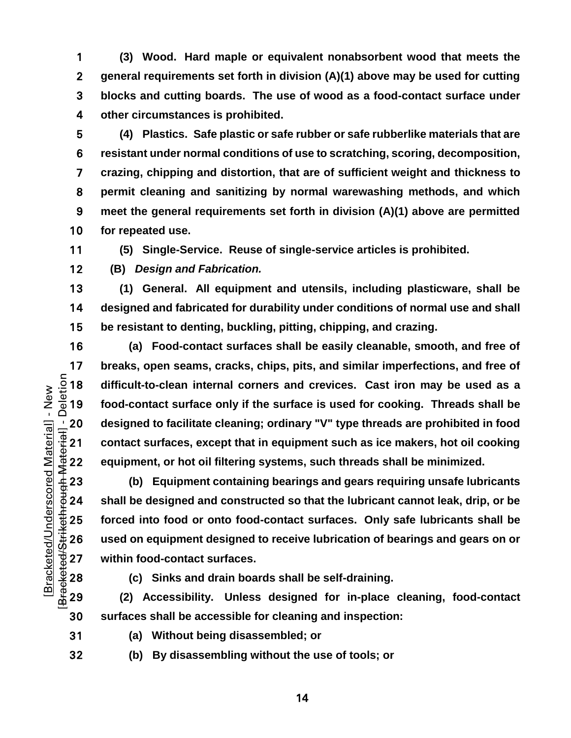**(3) Wood. Hard maple or equivalent nonabsorbent wood that meets the general requirements set forth in division (A)(1) above may be used for cutting blocks and cutting boards. The use of wood as a food-contact surface under other circumstances is prohibited.**

**(4) Plastics. Safe plastic or safe rubber or safe rubberlike materials that are resistant under normal conditions of use to scratching, scoring, decomposition, crazing, chipping and distortion, that are of sufficient weight and thickness to permit cleaning and sanitizing by normal warewashing methods, and which meet the general requirements set forth in division (A)(1) above are permitted for repeated use.**

**(5) Single-Service. Reuse of single-service articles is prohibited.**

**(B) *Design and Fabrication.***

**(1) General. All equipment and utensils, including plasticware, shall be designed and fabricated for durability under conditions of normal use and shall be resistant to denting, buckling, pitting, chipping, and crazing.**

**(a) Food-contact surfaces shall be easily cleanable, smooth, and free of breaks, open seams, cracks, chips, pits, and similar imperfections, and free of difficult-to-clean internal corners and crevices. Cast iron may be used as a food-contact surface only if the surface is used for cooking. Threads shall be designed to facilitate cleaning; ordinary "V" type threads are prohibited in food contact surfaces, except that in equipment such as ice makers, hot oil cooking equipment, or hot oil filtering systems, such threads shall be minimized.**

**(b) Equipment containing bearings and gears requiring unsafe lubricants shall be designed and constructed so that the lubricant cannot leak, drip, or be forced into food or onto food-contact surfaces. Only safe lubricants shall be used on equipment designed to receive lubrication of bearings and gears on or within food-contact surfaces.**

**(c) Sinks and drain boards shall be self-draining.**

**(2) Accessibility. Unless designed for in-place cleaning, food-contact surfaces shall be accessible for cleaning and inspection:**

**(a) Without being disassembled; or**

**(b) By disassembling without the use of tools; or**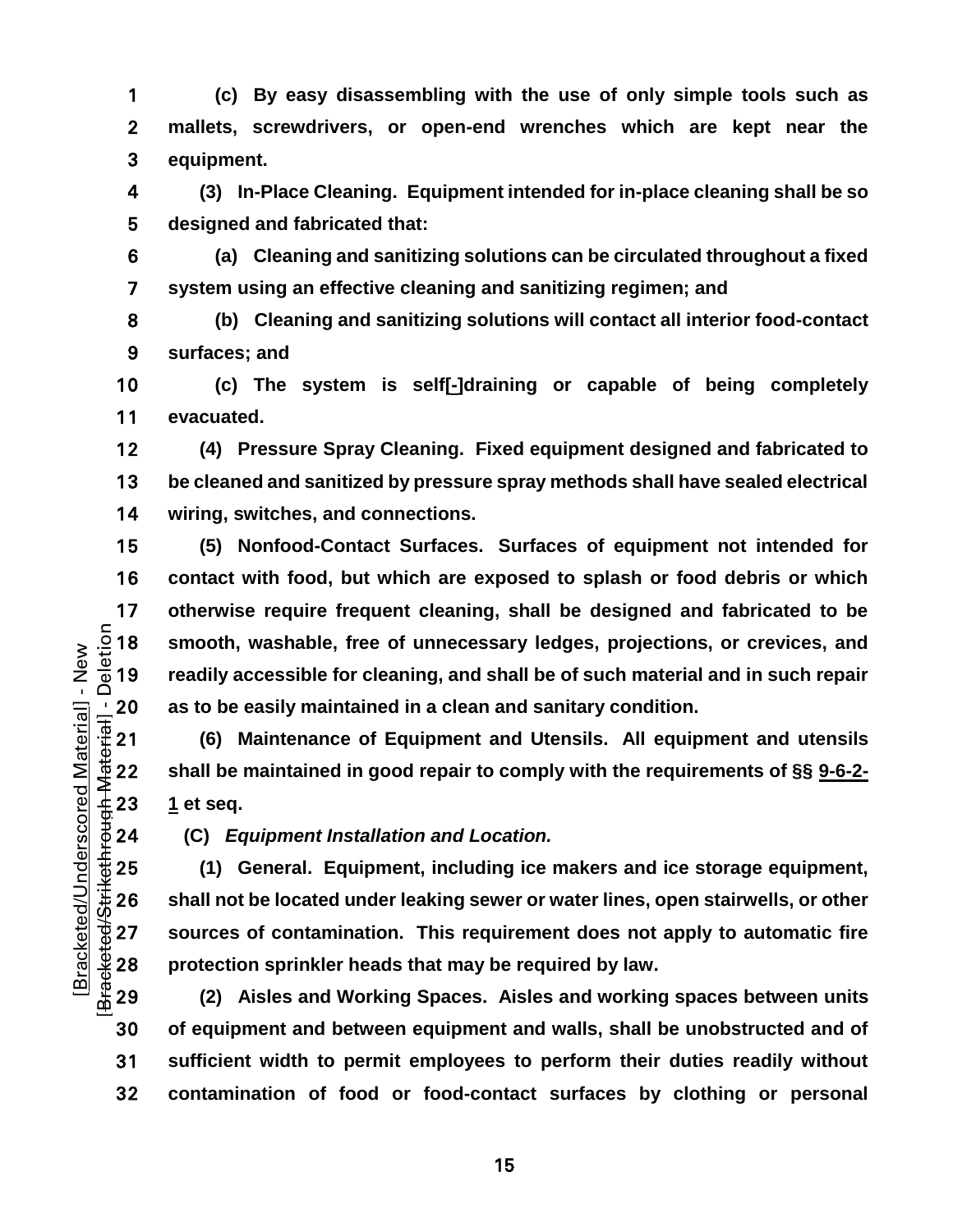**(c) By easy disassembling with the use of only simple tools such as mallets, screwdrivers, or open-end wrenches which are kept near the equipment.**

**(3) In-Place Cleaning. Equipment intended for in-place cleaning shall be so designed and fabricated that:**

**(a) Cleaning and sanitizing solutions can be circulated throughout a fixed system using an effective cleaning and sanitizing regimen; and**

**(b) Cleaning and sanitizing solutions will contact all interior food-contact surfaces; and**

**(c) The system is self[-]draining or capable of being completely evacuated.**

**(4) Pressure Spray Cleaning. Fixed equipment designed and fabricated to be cleaned and sanitized by pressure spray methods shall have sealed electrical wiring, switches, and connections.**

**(5) Nonfood-Contact Surfaces. Surfaces of equipment not intended for contact with food, but which are exposed to splash or food debris or which otherwise require frequent cleaning, shall be designed and fabricated to be smooth, washable, free of unnecessary ledges, projections, or crevices, and readily accessible for cleaning, and shall be of such material and in such repair as to be easily maintained in a clean and sanitary condition.**

**(6) Maintenance of Equipment and Utensils. All equipment and utensils shall be maintained in good repair to comply with the requirements of §§ <u>9-6-2-1</u> et seq.**

**(C) *Equipment Installation and Location.***

**(1) General. Equipment, including ice makers and ice storage equipment, shall not be located under leaking sewer or water lines, open stairwells, or other sources of contamination. This requirement does not apply to automatic fire protection sprinkler heads that may be required by law.**

**(2) Aisles and Working Spaces. Aisles and working spaces between units of equipment and between equipment and walls, shall be unobstructed and of sufficient width to permit employees to perform their duties readily without contamination of food or food-contact surfaces by clothing or personal**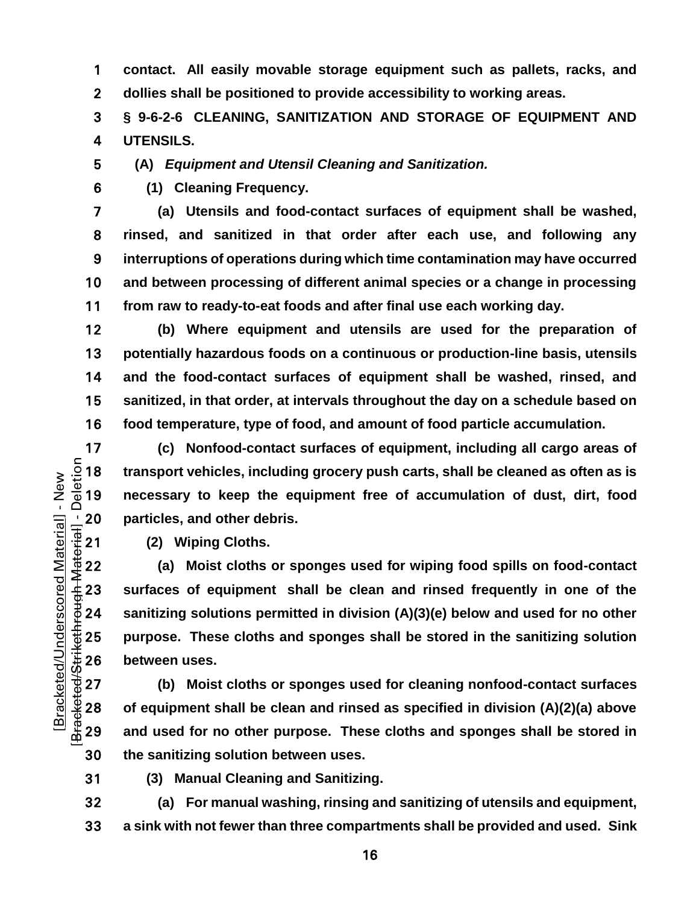**contact. All easily movable storage equipment such as pallets, racks, and dollies shall be positioned to provide accessibility to working areas.**

**§ 9-6-2-6 CLEANING, SANITIZATION AND STORAGE OF EQUIPMENT AND UTENSILS.**

**(A)** ***Equipment and Utensil Cleaning and Sanitization.***

**(1) Cleaning Frequency.**

**(a) Utensils and food-contact surfaces of equipment shall be washed, rinsed, and sanitized in that order after each use, and following any interruptions of operations during which time contamination may have occurred and between processing of different animal species or a change in processing from raw to ready-to-eat foods and after final use each working day.**

**(b) Where equipment and utensils are used for the preparation of potentially hazardous foods on a continuous or production-line basis, utensils and the food-contact surfaces of equipment shall be washed, rinsed, and sanitized, in that order, at intervals throughout the day on a schedule based on food temperature, type of food, and amount of food particle accumulation.**

**(c) Nonfood-contact surfaces of equipment, including all cargo areas of transport vehicles, including grocery push carts, shall be cleaned as often as is necessary to keep the equipment free of accumulation of dust, dirt, food particles, and other debris.**

**(2) Wiping Cloths.**

**(a) Moist cloths or sponges used for wiping food spills on food-contact surfaces of equipment shall be clean and rinsed frequently in one of the sanitizing solutions permitted in division (A)(3)(e) below and used for no other purpose. These cloths and sponges shall be stored in the sanitizing solution between uses.**

**(b) Moist cloths or sponges used for cleaning nonfood-contact surfaces of equipment shall be clean and rinsed as specified in division (A)(2)(a) above and used for no other purpose. These cloths and sponges shall be stored in the sanitizing solution between uses.**

**(3) Manual Cleaning and Sanitizing.**

**(a) For manual washing, rinsing and sanitizing of utensils and equipment, a sink with not fewer than three compartments shall be provided and used. Sink**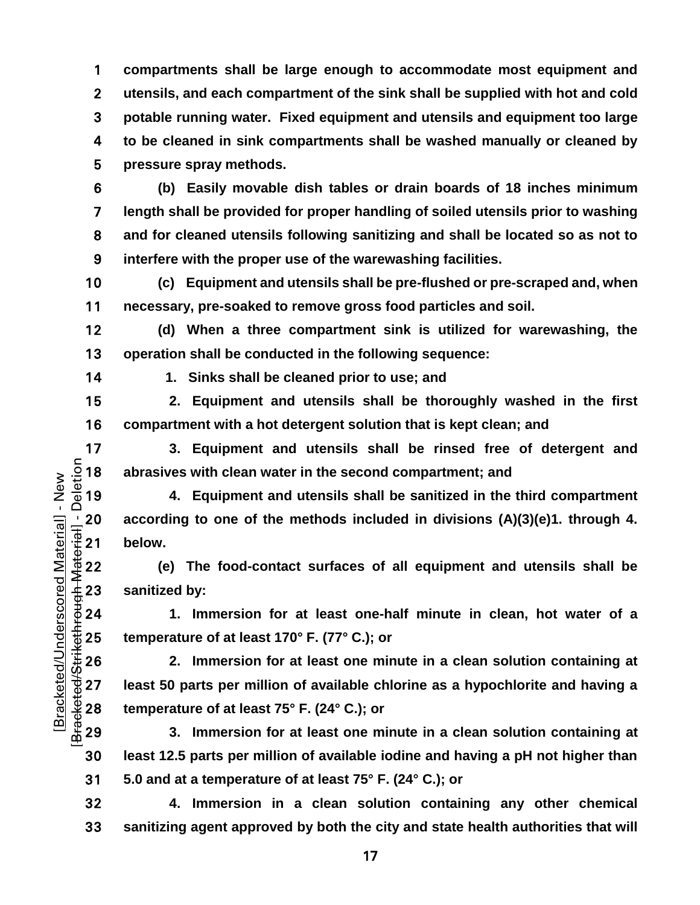**compartments shall be large enough to accommodate most equipment and utensils, and each compartment of the sink shall be supplied with hot and cold potable running water. Fixed equipment and utensils and equipment too large to be cleaned in sink compartments shall be washed manually or cleaned by pressure spray methods.**

**(b) Easily movable dish tables or drain boards of 18 inches minimum length shall be provided for proper handling of soiled utensils prior to washing and for cleaned utensils following sanitizing and shall be located so as not to interfere with the proper use of the warewashing facilities.**

**(c) Equipment and utensils shall be pre-flushed or pre-scraped and, when necessary, pre-soaked to remove gross food particles and soil.**

**(d) When a three compartment sink is utilized for warewashing, the operation shall be conducted in the following sequence:**

**1. Sinks shall be cleaned prior to use; and**

**2. Equipment and utensils shall be thoroughly washed in the first compartment with a hot detergent solution that is kept clean; and**

**3. Equipment and utensils shall be rinsed free of detergent and abrasives with clean water in the second compartment; and**

**4. Equipment and utensils shall be sanitized in the third compartment according to one of the methods included in divisions (A)(3)(e)1. through 4. below.**

**(e) The food-contact surfaces of all equipment and utensils shall be sanitized by:**

**1. Immersion for at least one-half minute in clean, hot water of a temperature of at least 170° F. (77° C.); or**

**2. Immersion for at least one minute in a clean solution containing at least 50 parts per million of available chlorine as a hypochlorite and having a temperature of at least 75° F. (24° C.); or**

**3. Immersion for at least one minute in a clean solution containing at least 12.5 parts per million of available iodine and having a pH not higher than 5.0 and at a temperature of at least 75° F. (24° C.); or**

**4. Immersion in a clean solution containing any other chemical sanitizing agent approved by both the city and state health authorities that will**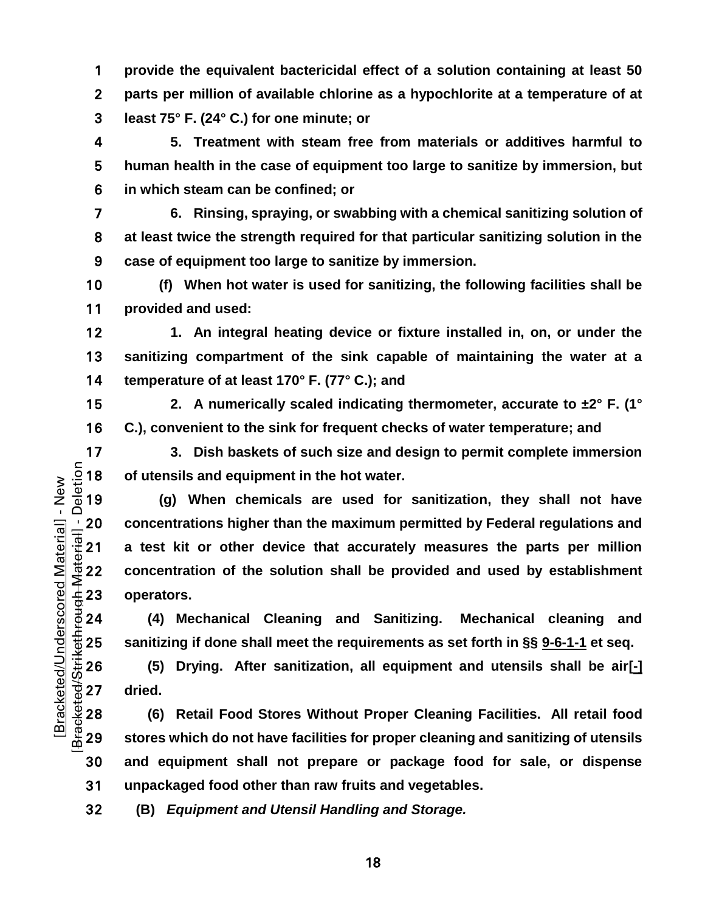**provide the equivalent bactericidal effect of a solution containing at least 50 parts per million of available chlorine as a hypochlorite at a temperature of at least 75° F. (24° C.) for one minute; or**

**5. Treatment with steam free from materials or additives harmful to human health in the case of equipment too large to sanitize by immersion, but in which steam can be confined; or**

**6. Rinsing, spraying, or swabbing with a chemical sanitizing solution of at least twice the strength required for that particular sanitizing solution in the case of equipment too large to sanitize by immersion.**

**(f) When hot water is used for sanitizing, the following facilities shall be provided and used:**

**1. An integral heating device or fixture installed in, on, or under the sanitizing compartment of the sink capable of maintaining the water at a temperature of at least 170° F. (77° C.); and**

**2. A numerically scaled indicating thermometer, accurate to ±2° F. (1° C.), convenient to the sink for frequent checks of water temperature; and**

**3. Dish baskets of such size and design to permit complete immersion of utensils and equipment in the hot water.**

**(g) When chemicals are used for sanitization, they shall not have concentrations higher than the maximum permitted by Federal regulations and a test kit or other device that accurately measures the parts per million concentration of the solution shall be provided and used by establishment operators.**

**(4) Mechanical Cleaning and Sanitizing. Mechanical cleaning and sanitizing if done shall meet the requirements as set forth in §§ <u>9-6-1-1</u> et seq.**

**(5) Drying. After sanitization, all equipment and utensils shall be air<u>[-]</u> dried.**

**(6) Retail Food Stores Without Proper Cleaning Facilities. All retail food stores which do not have facilities for proper cleaning and sanitizing of utensils and equipment shall not prepare or package food for sale, or dispense unpackaged food other than raw fruits and vegetables.**

**(B) *Equipment and Utensil Handling and Storage.***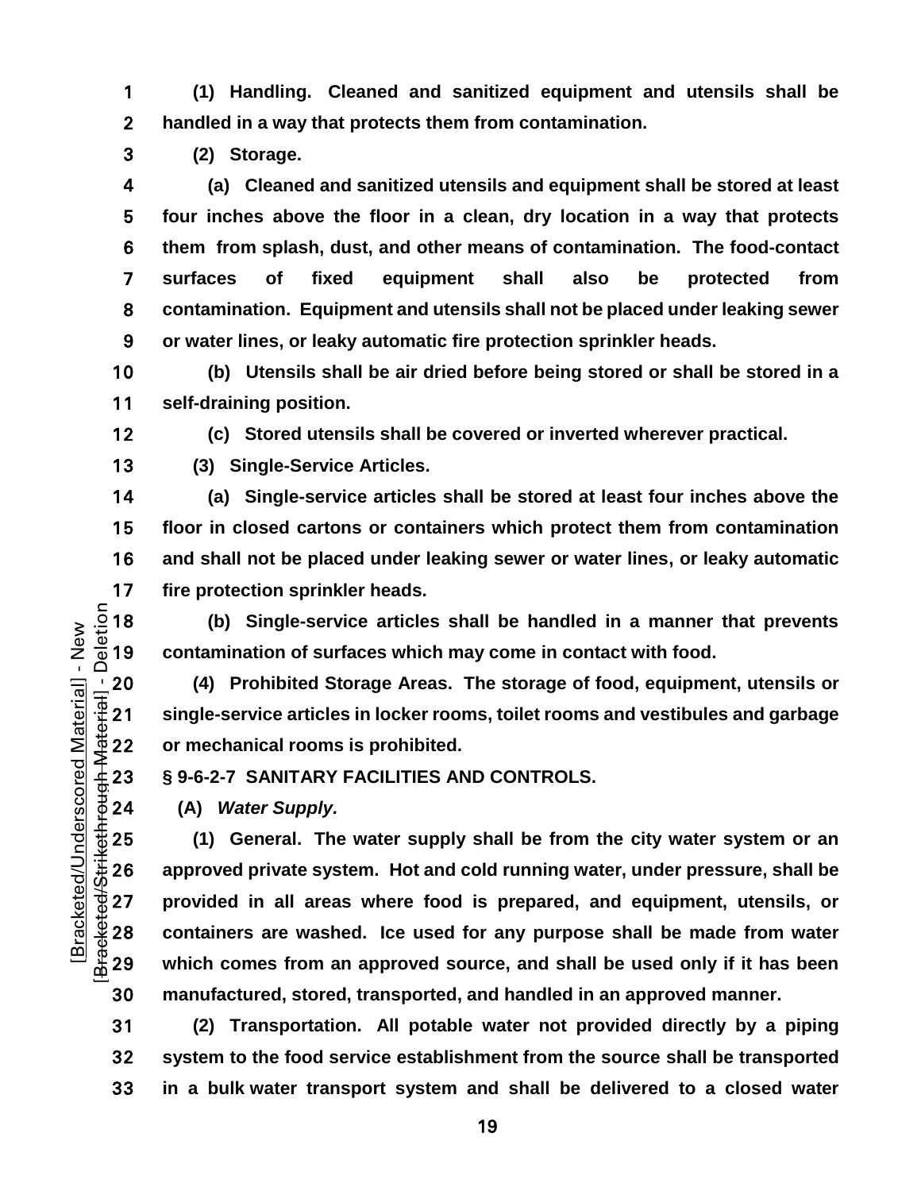**(1) Handling. Cleaned and sanitized equipment and utensils shall be handled in a way that protects them from contamination.**

**(2) Storage.**

**(a) Cleaned and sanitized utensils and equipment shall be stored at least four inches above the floor in a clean, dry location in a way that protects them from splash, dust, and other means of contamination. The food-contact surfaces of fixed equipment shall also be protected from contamination. Equipment and utensils shall not be placed under leaking sewer or water lines, or leaky automatic fire protection sprinkler heads.**

**(b) Utensils shall be air dried before being stored or shall be stored in a self-draining position.**

**(c) Stored utensils shall be covered or inverted wherever practical.**

**(3) Single-Service Articles.**

**(a) Single-service articles shall be stored at least four inches above the floor in closed cartons or containers which protect them from contamination and shall not be placed under leaking sewer or water lines, or leaky automatic fire protection sprinkler heads.**

**(b) Single-service articles shall be handled in a manner that prevents contamination of surfaces which may come in contact with food.**

**(4) Prohibited Storage Areas. The storage of food, equipment, utensils or single-service articles in locker rooms, toilet rooms and vestibules and garbage or mechanical rooms is prohibited.**

**§ 9-6-2-7 SANITARY FACILITIES AND CONTROLS.**

**(A) *Water Supply.***

**(1) General. The water supply shall be from the city water system or an approved private system. Hot and cold running water, under pressure, shall be provided in all areas where food is prepared, and equipment, utensils, or containers are washed. Ice used for any purpose shall be made from water which comes from an approved source, and shall be used only if it has been manufactured, stored, transported, and handled in an approved manner.**

**(2) Transportation. All potable water not provided directly by a piping system to the food service establishment from the source shall be transported in a bulk water transport system and shall be delivered to a closed water**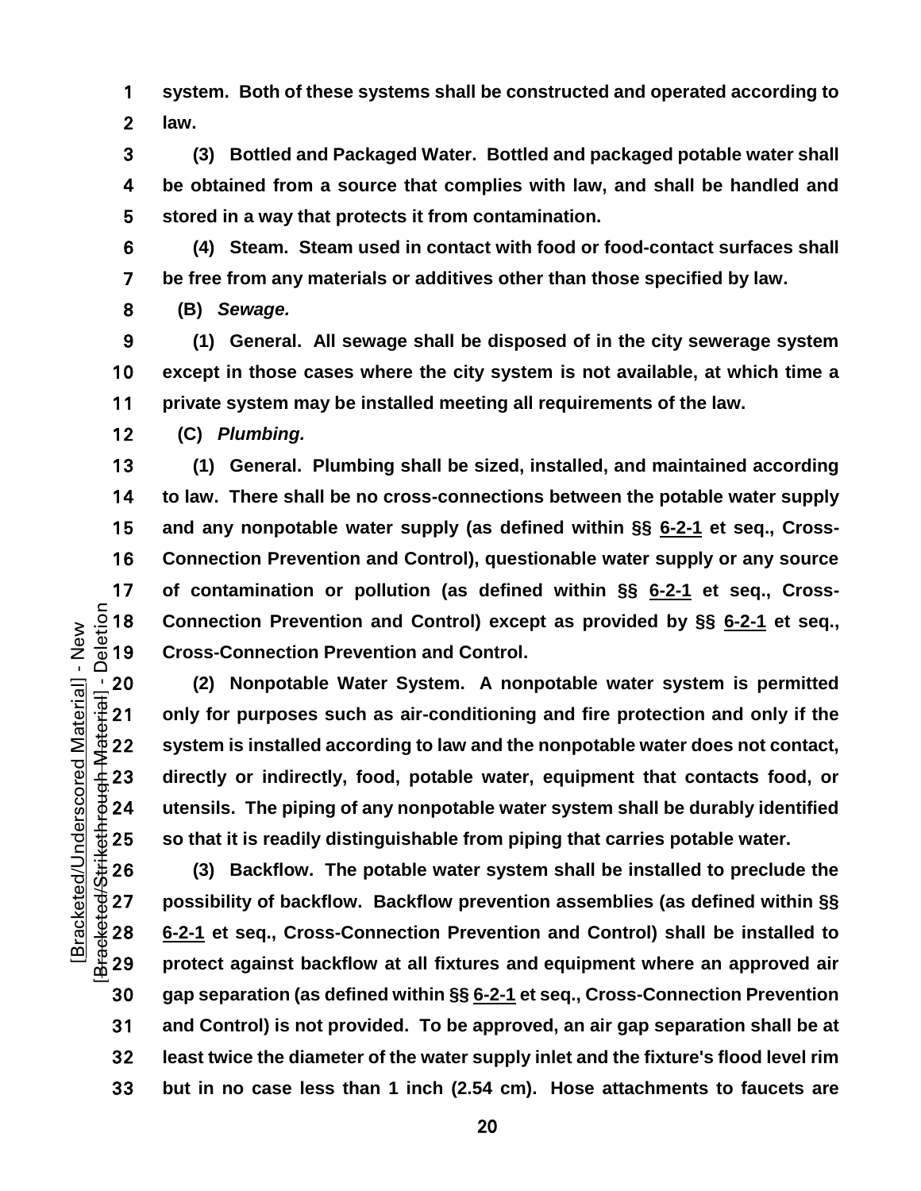**system. Both of these systems shall be constructed and operated according to law.**

**(3) Bottled and Packaged Water. Bottled and packaged potable water shall be obtained from a source that complies with law, and shall be handled and stored in a way that protects it from contamination.**

**(4) Steam. Steam used in contact with food or food-contact surfaces shall be free from any materials or additives other than those specified by law.**

**(B) *Sewage.***

**(1) General. All sewage shall be disposed of in the city sewerage system except in those cases where the city system is not available, at which time a private system may be installed meeting all requirements of the law.**

**(C) *Plumbing.***

**(1) General. Plumbing shall be sized, installed, and maintained according to law. There shall be no cross-connections between the potable water supply and any nonpotable water supply (as defined within §§ 6-2-1 et seq., Cross-Connection Prevention and Control), questionable water supply or any source of contamination or pollution (as defined within §§ 6-2-1 et seq., Cross-Connection Prevention and Control) except as provided by §§ 6-2-1 et seq., Cross-Connection Prevention and Control.**

**(2) Nonpotable Water System. A nonpotable water system is permitted only for purposes such as air-conditioning and fire protection and only if the system is installed according to law and the nonpotable water does not contact, directly or indirectly, food, potable water, equipment that contacts food, or utensils. The piping of any nonpotable water system shall be durably identified so that it is readily distinguishable from piping that carries potable water.**

**(3) Backflow. The potable water system shall be installed to preclude the possibility of backflow. Backflow prevention assemblies (as defined within §§ 6-2-1 et seq., Cross-Connection Prevention and Control) shall be installed to protect against backflow at all fixtures and equipment where an approved air gap separation (as defined within §§ 6-2-1 et seq., Cross-Connection Prevention and Control) is not provided. To be approved, an air gap separation shall be at least twice the diameter of the water supply inlet and the fixture's flood level rim but in no case less than 1 inch (2.54 cm). Hose attachments to faucets are**

[Bracketed/Underscored Material] - New
[Bracketed/Strikethrough Material] - Deletion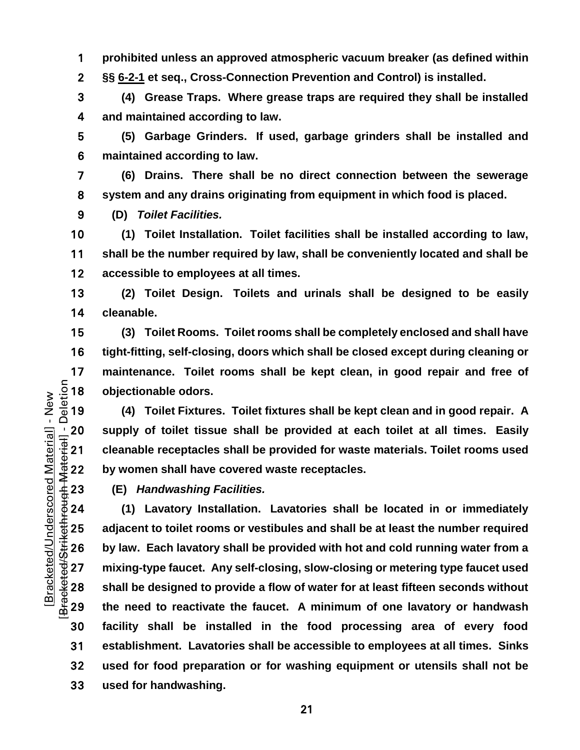**prohibited unless an approved atmospheric vacuum breaker (as defined within §§ 6-2-1 et seq., Cross-Connection Prevention and Control) is installed.**

**(4) Grease Traps. Where grease traps are required they shall be installed and maintained according to law.**

**(5) Garbage Grinders. If used, garbage grinders shall be installed and maintained according to law.**

**(6) Drains. There shall be no direct connection between the sewerage system and any drains originating from equipment in which food is placed.**

**(D)** ***Toilet Facilities.***

**(1) Toilet Installation. Toilet facilities shall be installed according to law, shall be the number required by law, shall be conveniently located and shall be accessible to employees at all times.**

**(2) Toilet Design. Toilets and urinals shall be designed to be easily cleanable.**

**(3) Toilet Rooms. Toilet rooms shall be completely enclosed and shall have tight-fitting, self-closing, doors which shall be closed except during cleaning or maintenance. Toilet rooms shall be kept clean, in good repair and free of objectionable odors.**

**(4) Toilet Fixtures. Toilet fixtures shall be kept clean and in good repair. A supply of toilet tissue shall be provided at each toilet at all times. Easily cleanable receptacles shall be provided for waste materials. Toilet rooms used by women shall have covered waste receptacles.**

**(E)** ***Handwashing Facilities.***

**(1) Lavatory Installation. Lavatories shall be located in or immediately adjacent to toilet rooms or vestibules and shall be at least the number required by law. Each lavatory shall be provided with hot and cold running water from a mixing-type faucet. Any self-closing, slow-closing or metering type faucet used shall be designed to provide a flow of water for at least fifteen seconds without the need to reactivate the faucet. A minimum of one lavatory or handwash facility shall be installed in the food processing area of every food establishment. Lavatories shall be accessible to employees at all times. Sinks used for food preparation or for washing equipment or utensils shall not be used for handwashing.**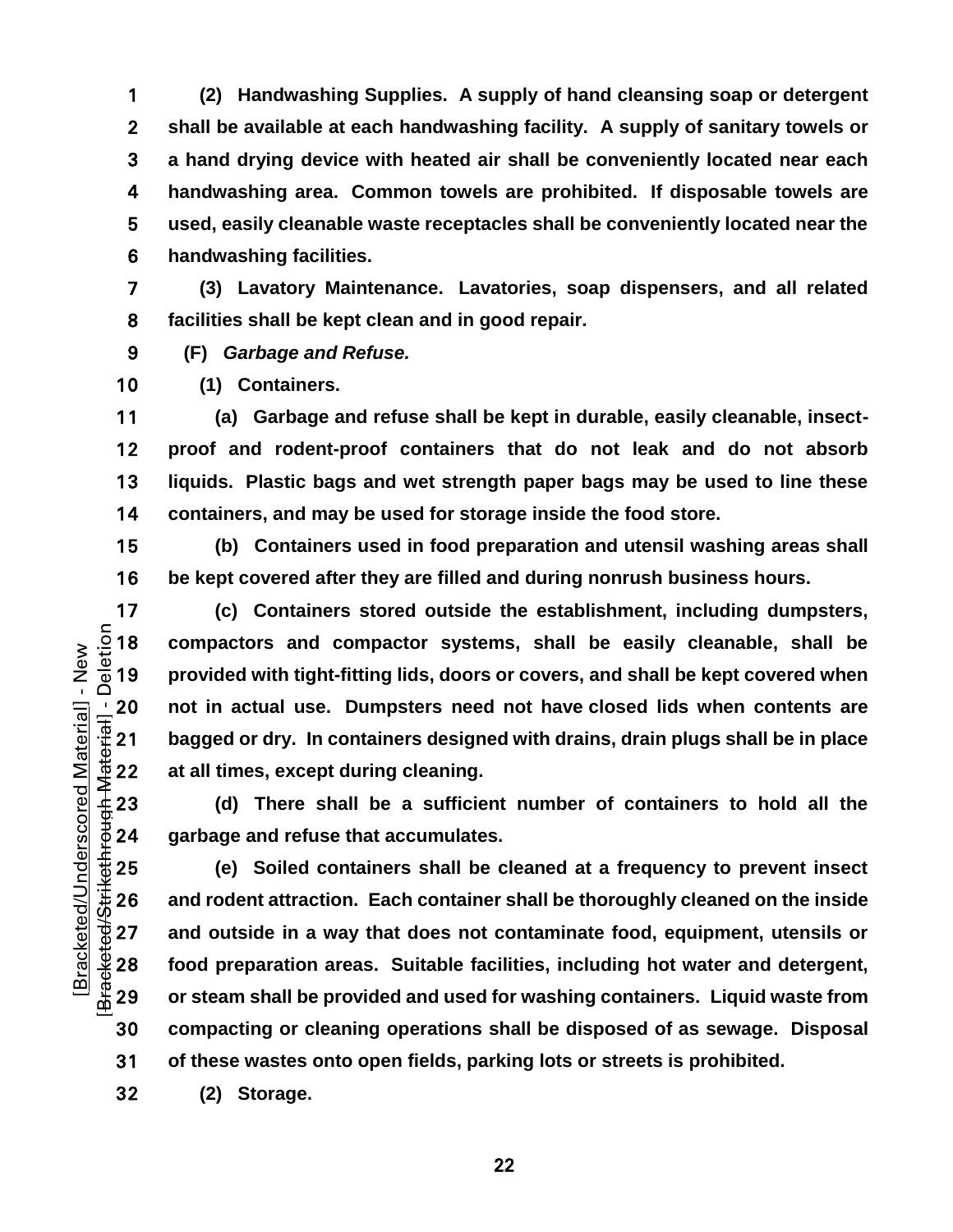**(2) Handwashing Supplies. A supply of hand cleansing soap or detergent shall be available at each handwashing facility. A supply of sanitary towels or a hand drying device with heated air shall be conveniently located near each handwashing area. Common towels are prohibited. If disposable towels are used, easily cleanable waste receptacles shall be conveniently located near the handwashing facilities.**

**(3) Lavatory Maintenance. Lavatories, soap dispensers, and all related facilities shall be kept clean and in good repair.**

**(F) *Garbage and Refuse.***

**(1) Containers.**

**(a) Garbage and refuse shall be kept in durable, easily cleanable, insect-proof and rodent-proof containers that do not leak and do not absorb liquids. Plastic bags and wet strength paper bags may be used to line these containers, and may be used for storage inside the food store.**

**(b) Containers used in food preparation and utensil washing areas shall be kept covered after they are filled and during nonrush business hours.**

**(c) Containers stored outside the establishment, including dumpsters, compactors and compactor systems, shall be easily cleanable, shall be provided with tight-fitting lids, doors or covers, and shall be kept covered when not in actual use. Dumpsters need not have closed lids when contents are bagged or dry. In containers designed with drains, drain plugs shall be in place at all times, except during cleaning.**

**(d) There shall be a sufficient number of containers to hold all the garbage and refuse that accumulates.**

**(e) Soiled containers shall be cleaned at a frequency to prevent insect and rodent attraction. Each container shall be thoroughly cleaned on the inside and outside in a way that does not contaminate food, equipment, utensils or food preparation areas. Suitable facilities, including hot water and detergent, or steam shall be provided and used for washing containers. Liquid waste from compacting or cleaning operations shall be disposed of as sewage. Disposal of these wastes onto open fields, parking lots or streets is prohibited.**

**(2) Storage.**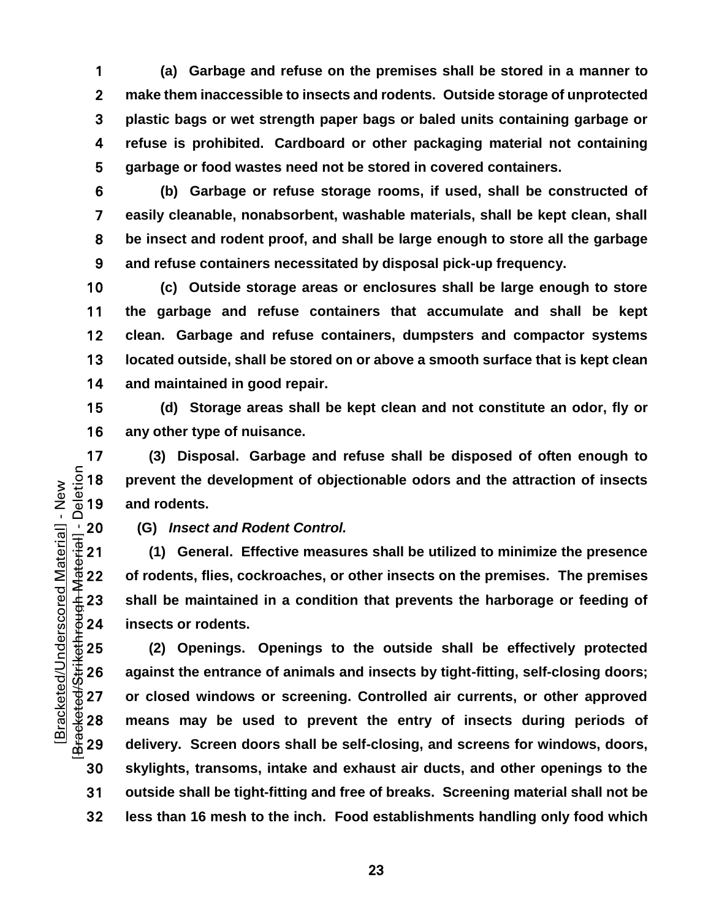**(a) Garbage and refuse on the premises shall be stored in a manner to make them inaccessible to insects and rodents. Outside storage of unprotected plastic bags or wet strength paper bags or baled units containing garbage or refuse is prohibited. Cardboard or other packaging material not containing garbage or food wastes need not be stored in covered containers.**

**(b) Garbage or refuse storage rooms, if used, shall be constructed of easily cleanable, nonabsorbent, washable materials, shall be kept clean, shall be insect and rodent proof, and shall be large enough to store all the garbage and refuse containers necessitated by disposal pick-up frequency.**

**(c) Outside storage areas or enclosures shall be large enough to store the garbage and refuse containers that accumulate and shall be kept clean. Garbage and refuse containers, dumpsters and compactor systems located outside, shall be stored on or above a smooth surface that is kept clean and maintained in good repair.**

**(d) Storage areas shall be kept clean and not constitute an odor, fly or any other type of nuisance.**

**(3) Disposal. Garbage and refuse shall be disposed of often enough to prevent the development of objectionable odors and the attraction of insects and rodents.**

**(G) *Insect and Rodent Control.***

**(1) General. Effective measures shall be utilized to minimize the presence of rodents, flies, cockroaches, or other insects on the premises. The premises shall be maintained in a condition that prevents the harborage or feeding of insects or rodents.**

**(2) Openings. Openings to the outside shall be effectively protected against the entrance of animals and insects by tight-fitting, self-closing doors; or closed windows or screening. Controlled air currents, or other approved means may be used to prevent the entry of insects during periods of delivery. Screen doors shall be self-closing, and screens for windows, doors, skylights, transoms, intake and exhaust air ducts, and other openings to the outside shall be tight-fitting and free of breaks. Screening material shall not be less than 16 mesh to the inch. Food establishments handling only food which**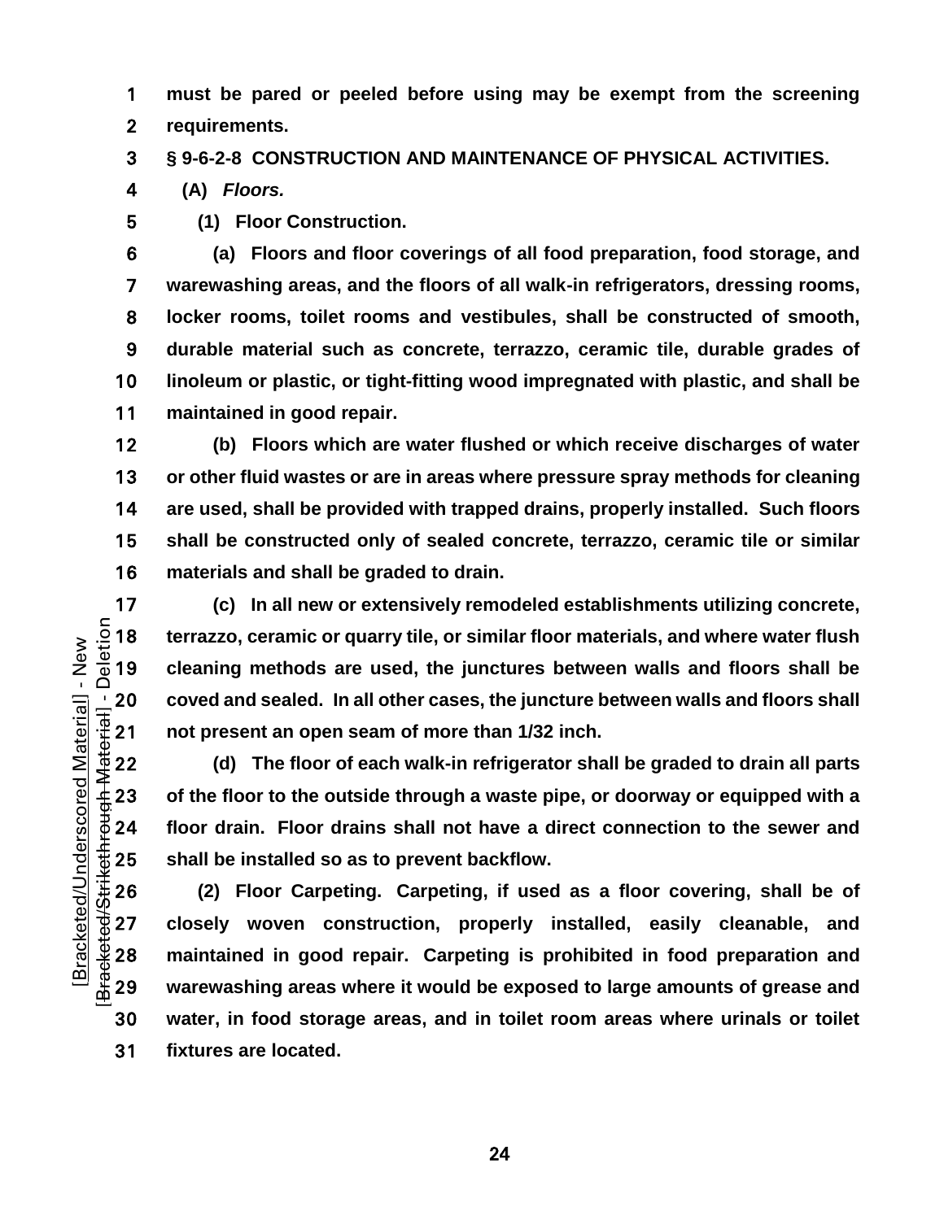**must be pared or peeled before using may be exempt from the screening requirements.**

**§ 9-6-2-8 CONSTRUCTION AND MAINTENANCE OF PHYSICAL ACTIVITIES.**

**(A)** ***Floors.***

**(1) Floor Construction.**

**(a) Floors and floor coverings of all food preparation, food storage, and warewashing areas, and the floors of all walk-in refrigerators, dressing rooms, locker rooms, toilet rooms and vestibules, shall be constructed of smooth, durable material such as concrete, terrazzo, ceramic tile, durable grades of linoleum or plastic, or tight-fitting wood impregnated with plastic, and shall be maintained in good repair.**

**(b) Floors which are water flushed or which receive discharges of water or other fluid wastes or are in areas where pressure spray methods for cleaning are used, shall be provided with trapped drains, properly installed. Such floors shall be constructed only of sealed concrete, terrazzo, ceramic tile or similar materials and shall be graded to drain.**

**(c) In all new or extensively remodeled establishments utilizing concrete, terrazzo, ceramic or quarry tile, or similar floor materials, and where water flush cleaning methods are used, the junctures between walls and floors shall be coved and sealed. In all other cases, the juncture between walls and floors shall not present an open seam of more than 1/32 inch.**

**(d) The floor of each walk-in refrigerator shall be graded to drain all parts of the floor to the outside through a waste pipe, or doorway or equipped with a floor drain. Floor drains shall not have a direct connection to the sewer and shall be installed so as to prevent backflow.**

**(2) Floor Carpeting. Carpeting, if used as a floor covering, shall be of closely woven construction, properly installed, easily cleanable, and maintained in good repair. Carpeting is prohibited in food preparation and warewashing areas where it would be exposed to large amounts of grease and water, in food storage areas, and in toilet room areas where urinals or toilet fixtures are located.**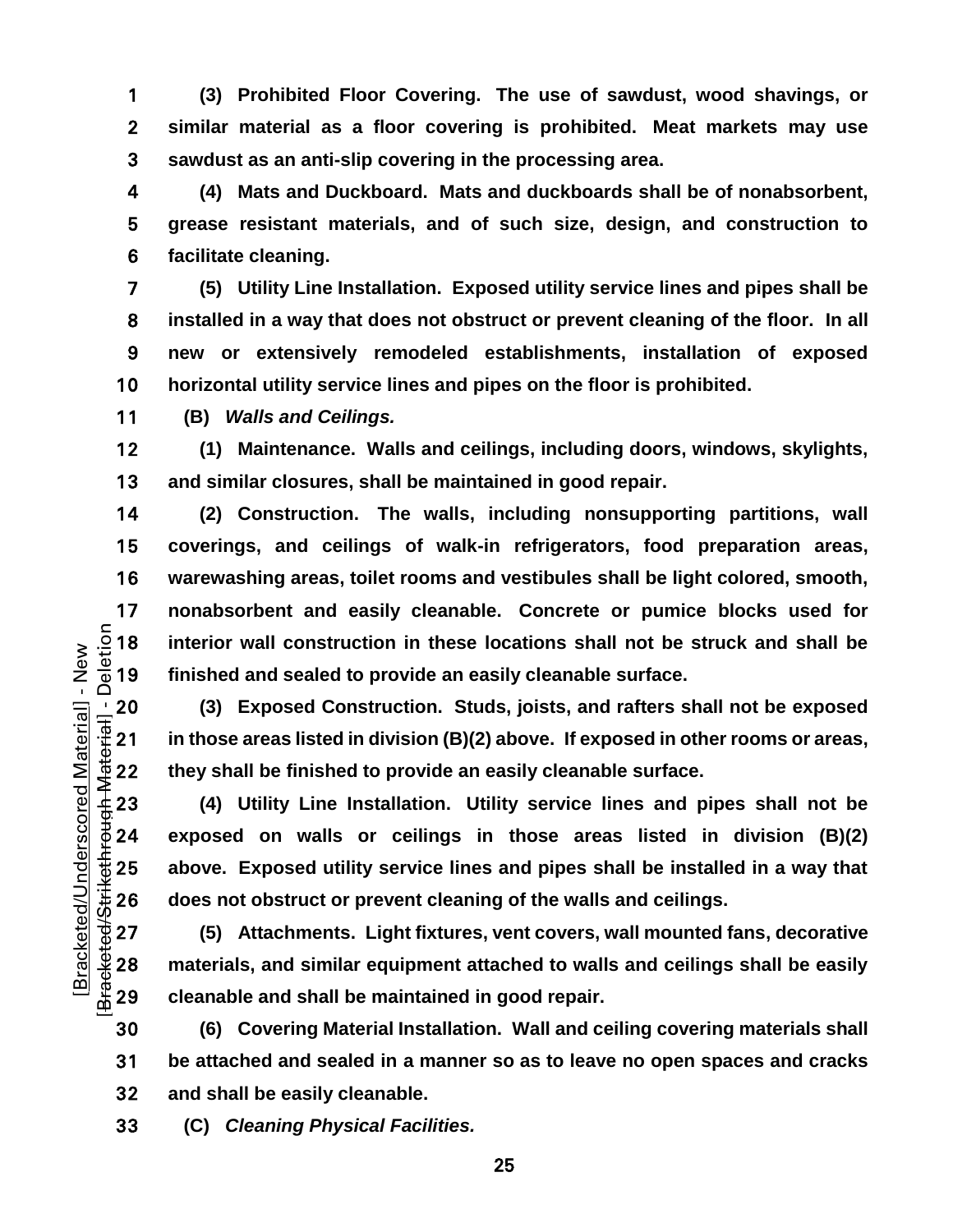**(3) Prohibited Floor Covering. The use of sawdust, wood shavings, or similar material as a floor covering is prohibited. Meat markets may use sawdust as an anti-slip covering in the processing area.**

**(4) Mats and Duckboard. Mats and duckboards shall be of nonabsorbent, grease resistant materials, and of such size, design, and construction to facilitate cleaning.**

**(5) Utility Line Installation. Exposed utility service lines and pipes shall be installed in a way that does not obstruct or prevent cleaning of the floor. In all new or extensively remodeled establishments, installation of exposed horizontal utility service lines and pipes on the floor is prohibited.**

**(B) *Walls and Ceilings.***

**(1) Maintenance. Walls and ceilings, including doors, windows, skylights, and similar closures, shall be maintained in good repair.**

**(2) Construction. The walls, including nonsupporting partitions, wall coverings, and ceilings of walk-in refrigerators, food preparation areas, warewashing areas, toilet rooms and vestibules shall be light colored, smooth, nonabsorbent and easily cleanable. Concrete or pumice blocks used for interior wall construction in these locations shall not be struck and shall be finished and sealed to provide an easily cleanable surface.**

**(3) Exposed Construction. Studs, joists, and rafters shall not be exposed in those areas listed in division (B)(2) above. If exposed in other rooms or areas, they shall be finished to provide an easily cleanable surface.**

**(4) Utility Line Installation. Utility service lines and pipes shall not be exposed on walls or ceilings in those areas listed in division (B)(2) above. Exposed utility service lines and pipes shall be installed in a way that does not obstruct or prevent cleaning of the walls and ceilings.**

**(5) Attachments. Light fixtures, vent covers, wall mounted fans, decorative materials, and similar equipment attached to walls and ceilings shall be easily cleanable and shall be maintained in good repair.**

**(6) Covering Material Installation. Wall and ceiling covering materials shall be attached and sealed in a manner so as to leave no open spaces and cracks and shall be easily cleanable.**

**(C) *Cleaning Physical Facilities.***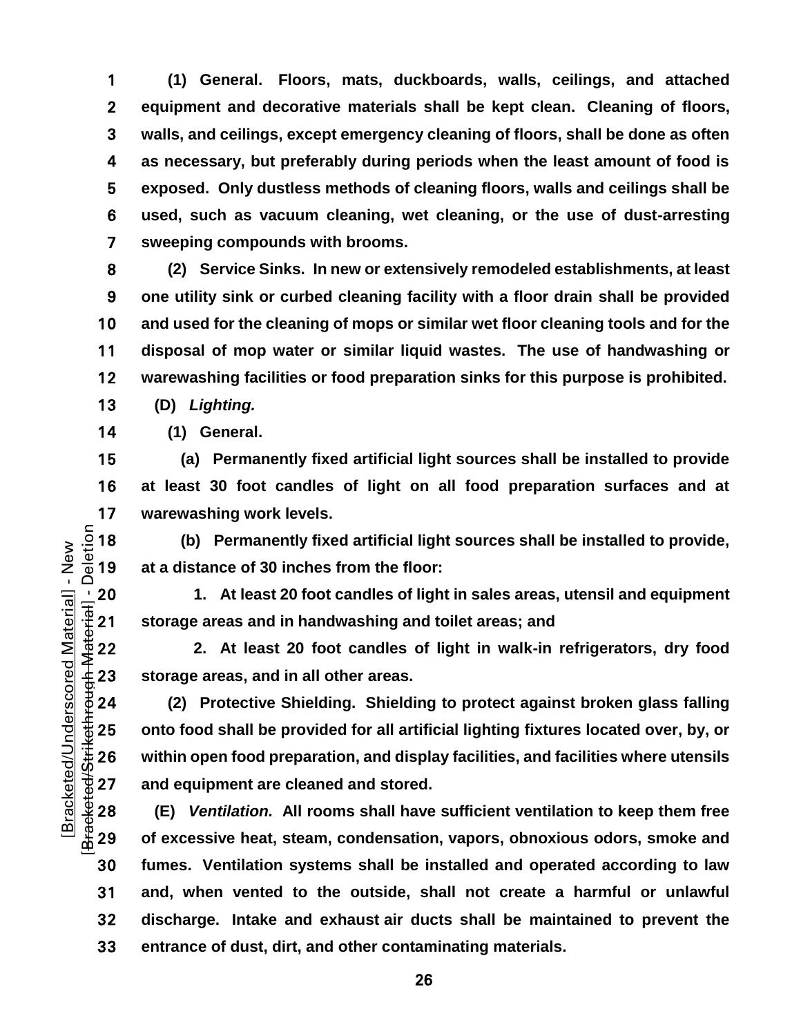**(1) General. Floors, mats, duckboards, walls, ceilings, and attached equipment and decorative materials shall be kept clean. Cleaning of floors, walls, and ceilings, except emergency cleaning of floors, shall be done as often as necessary, but preferably during periods when the least amount of food is exposed. Only dustless methods of cleaning floors, walls and ceilings shall be used, such as vacuum cleaning, wet cleaning, or the use of dust-arresting sweeping compounds with brooms.**

**(2) Service Sinks. In new or extensively remodeled establishments, at least one utility sink or curbed cleaning facility with a floor drain shall be provided and used for the cleaning of mops or similar wet floor cleaning tools and for the disposal of mop water or similar liquid wastes. The use of handwashing or warewashing facilities or food preparation sinks for this purpose is prohibited.**

**(D) *Lighting.***

**(1) General.**

**(a) Permanently fixed artificial light sources shall be installed to provide at least 30 foot candles of light on all food preparation surfaces and at warewashing work levels.**

**(b) Permanently fixed artificial light sources shall be installed to provide, at a distance of 30 inches from the floor:**

**1. At least 20 foot candles of light in sales areas, utensil and equipment storage areas and in handwashing and toilet areas; and**

**2. At least 20 foot candles of light in walk-in refrigerators, dry food storage areas, and in all other areas.**

**(2) Protective Shielding. Shielding to protect against broken glass falling onto food shall be provided for all artificial lighting fixtures located over, by, or within open food preparation, and display facilities, and facilities where utensils and equipment are cleaned and stored.**

**(E) *Ventilation.* All rooms shall have sufficient ventilation to keep them free of excessive heat, steam, condensation, vapors, obnoxious odors, smoke and fumes. Ventilation systems shall be installed and operated according to law and, when vented to the outside, shall not create a harmful or unlawful discharge. Intake and exhaust air ducts shall be maintained to prevent the entrance of dust, dirt, and other contaminating materials.**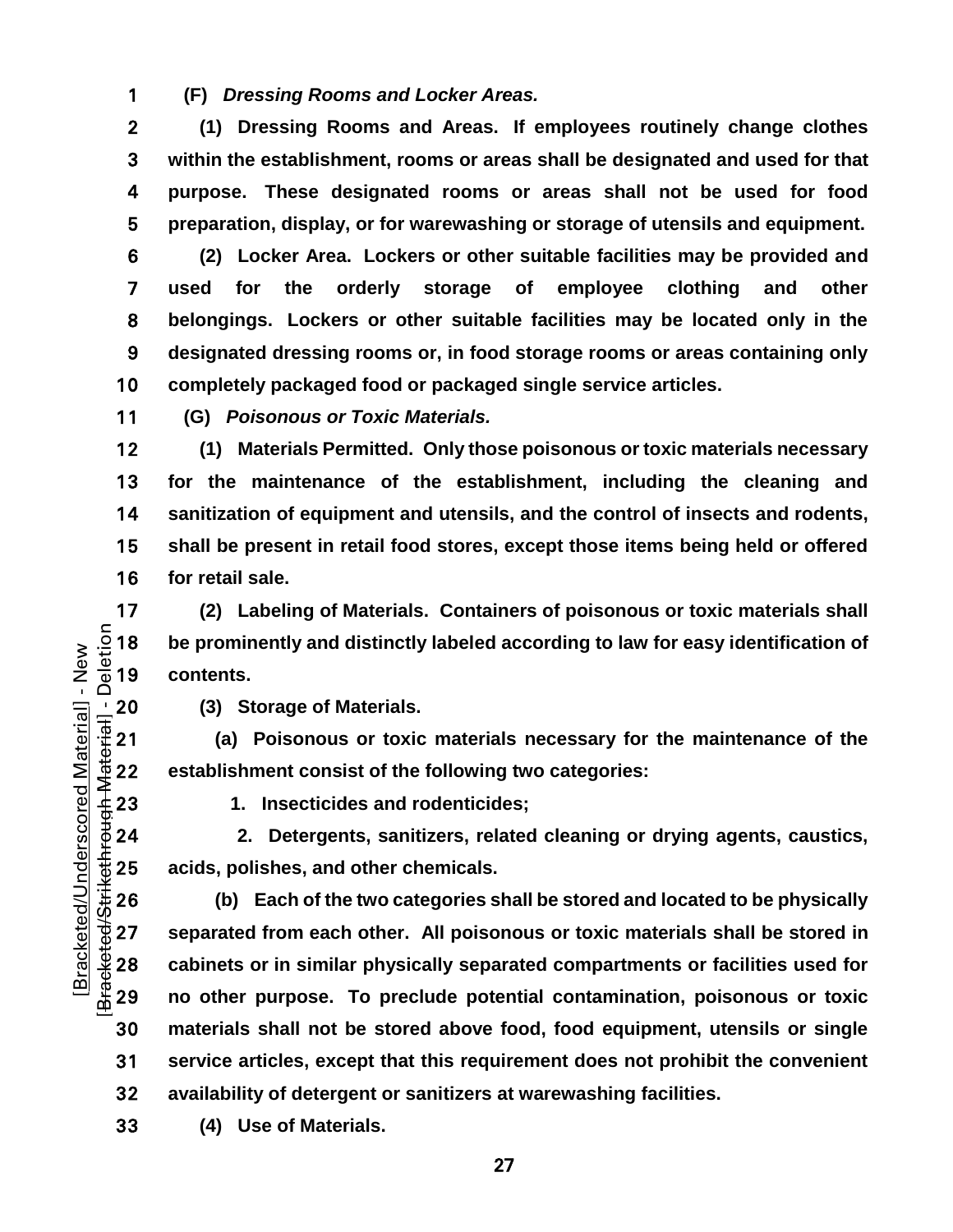**(F)** ***Dressing Rooms and Locker Areas.***

**(1) Dressing Rooms and Areas. If employees routinely change clothes within the establishment, rooms or areas shall be designated and used for that purpose. These designated rooms or areas shall not be used for food preparation, display, or for warewashing or storage of utensils and equipment.**

**(2) Locker Area. Lockers or other suitable facilities may be provided and used for the orderly storage of employee clothing and other belongings. Lockers or other suitable facilities may be located only in the designated dressing rooms or, in food storage rooms or areas containing only completely packaged food or packaged single service articles.**

**(G)** ***Poisonous or Toxic Materials.***

**(1) Materials Permitted. Only those poisonous or toxic materials necessary for the maintenance of the establishment, including the cleaning and sanitization of equipment and utensils, and the control of insects and rodents, shall be present in retail food stores, except those items being held or offered for retail sale.**

**(2) Labeling of Materials. Containers of poisonous or toxic materials shall be prominently and distinctly labeled according to law for easy identification of contents.**

**(3) Storage of Materials.**

**(a) Poisonous or toxic materials necessary for the maintenance of the establishment consist of the following two categories:**

**1. Insecticides and rodenticides;**

**2. Detergents, sanitizers, related cleaning or drying agents, caustics, acids, polishes, and other chemicals.**

**(b) Each of the two categories shall be stored and located to be physically separated from each other. All poisonous or toxic materials shall be stored in cabinets or in similar physically separated compartments or facilities used for no other purpose. To preclude potential contamination, poisonous or toxic materials shall not be stored above food, food equipment, utensils or single service articles, except that this requirement does not prohibit the convenient availability of detergent or sanitizers at warewashing facilities.**

**(4) Use of Materials.**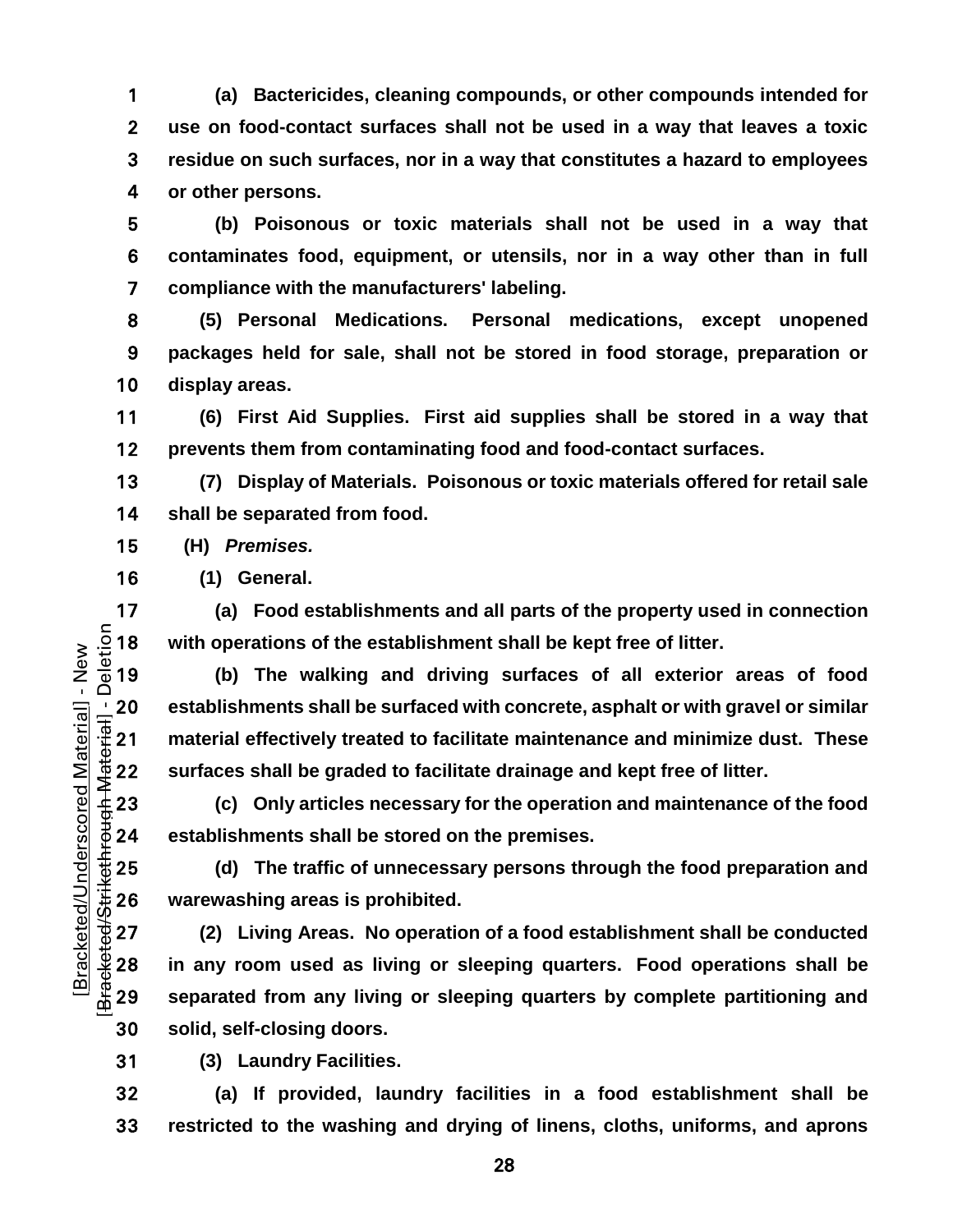**(a) Bactericides, cleaning compounds, or other compounds intended for use on food-contact surfaces shall not be used in a way that leaves a toxic residue on such surfaces, nor in a way that constitutes a hazard to employees or other persons.**

**(b) Poisonous or toxic materials shall not be used in a way that contaminates food, equipment, or utensils, nor in a way other than in full compliance with the manufacturers' labeling.**

**(5) Personal Medications. Personal medications, except unopened packages held for sale, shall not be stored in food storage, preparation or display areas.**

**(6) First Aid Supplies. First aid supplies shall be stored in a way that prevents them from contaminating food and food-contact surfaces.**

**(7) Display of Materials. Poisonous or toxic materials offered for retail sale shall be separated from food.**

**(H) *Premises.***

**(1) General.**

**(a) Food establishments and all parts of the property used in connection with operations of the establishment shall be kept free of litter.**

**(b) The walking and driving surfaces of all exterior areas of food establishments shall be surfaced with concrete, asphalt or with gravel or similar material effectively treated to facilitate maintenance and minimize dust. These surfaces shall be graded to facilitate drainage and kept free of litter.**

**(c) Only articles necessary for the operation and maintenance of the food establishments shall be stored on the premises.**

**(d) The traffic of unnecessary persons through the food preparation and warewashing areas is prohibited.**

**(2) Living Areas. No operation of a food establishment shall be conducted in any room used as living or sleeping quarters. Food operations shall be separated from any living or sleeping quarters by complete partitioning and solid, self-closing doors.**

**(3) Laundry Facilities.**

**(a) If provided, laundry facilities in a food establishment shall be restricted to the washing and drying of linens, cloths, uniforms, and aprons**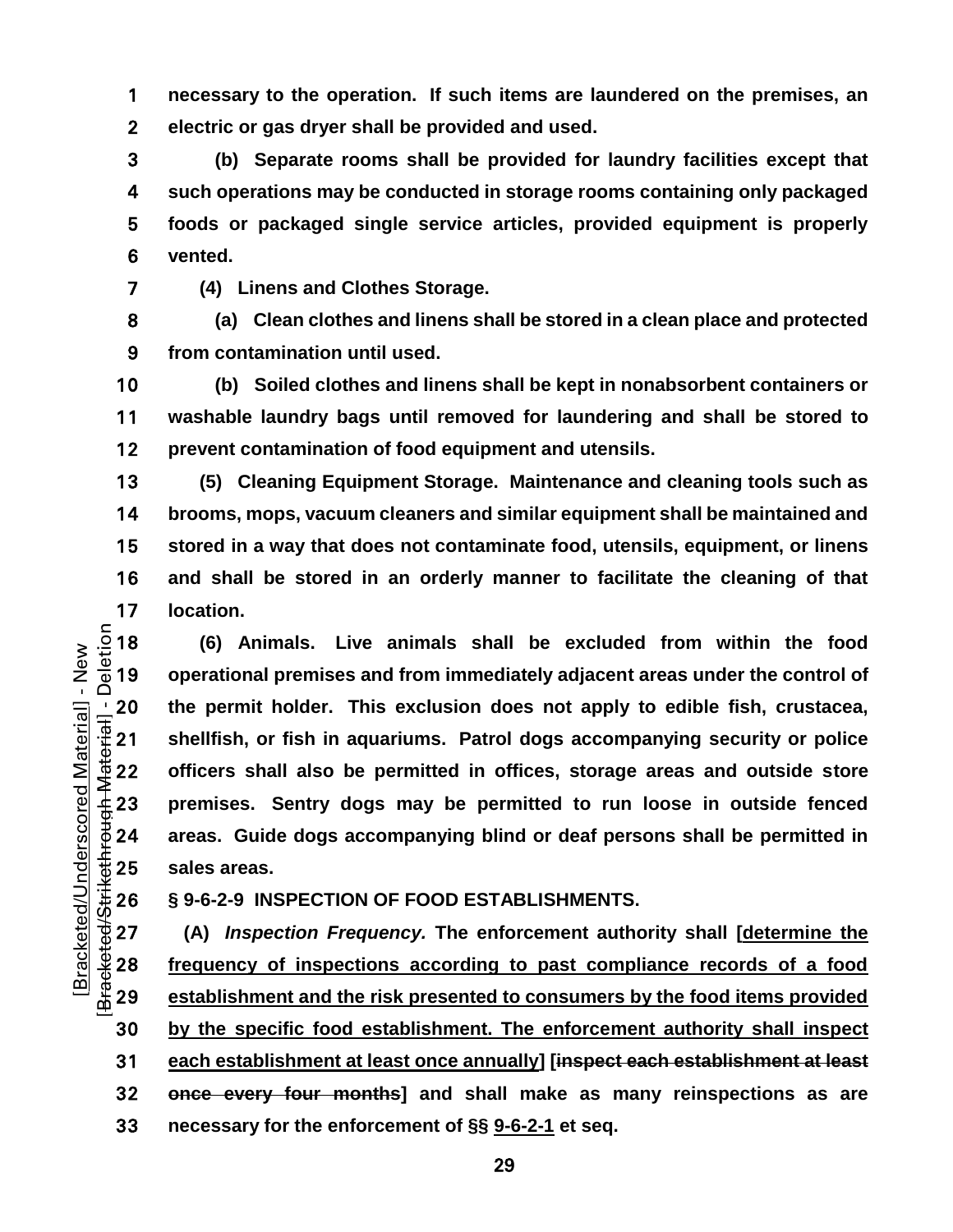**necessary to the operation. If such items are laundered on the premises, an electric or gas dryer shall be provided and used.**

**(b) Separate rooms shall be provided for laundry facilities except that such operations may be conducted in storage rooms containing only packaged foods or packaged single service articles, provided equipment is properly vented.**

**(4) Linens and Clothes Storage.**

**(a) Clean clothes and linens shall be stored in a clean place and protected from contamination until used.**

**(b) Soiled clothes and linens shall be kept in nonabsorbent containers or washable laundry bags until removed for laundering and shall be stored to prevent contamination of food equipment and utensils.**

**(5) Cleaning Equipment Storage. Maintenance and cleaning tools such as brooms, mops, vacuum cleaners and similar equipment shall be maintained and stored in a way that does not contaminate food, utensils, equipment, or linens and shall be stored in an orderly manner to facilitate the cleaning of that location.**

**(6) Animals. Live animals shall be excluded from within the food operational premises and from immediately adjacent areas under the control of the permit holder. This exclusion does not apply to edible fish, crustacea, shellfish, or fish in aquariums. Patrol dogs accompanying security or police officers shall also be permitted in offices, storage areas and outside store premises. Sentry dogs may be permitted to run loose in outside fenced areas. Guide dogs accompanying blind or deaf persons shall be permitted in sales areas.**

**§ 9-6-2-9 INSPECTION OF FOOD ESTABLISHMENTS.**

**(A) *Inspection Frequency.* The enforcement authority shall <u>[determine the frequency of inspections according to past compliance records of a food establishment and the risk presented to consumers by the food items provided by the specific food establishment. The enforcement authority shall inspect each establishment at least once annually]</u> [~~inspect each establishment at least once every four months~~] and shall make as many reinspections as are necessary for the enforcement of §§ <u>9-6-2-1</u> et seq.**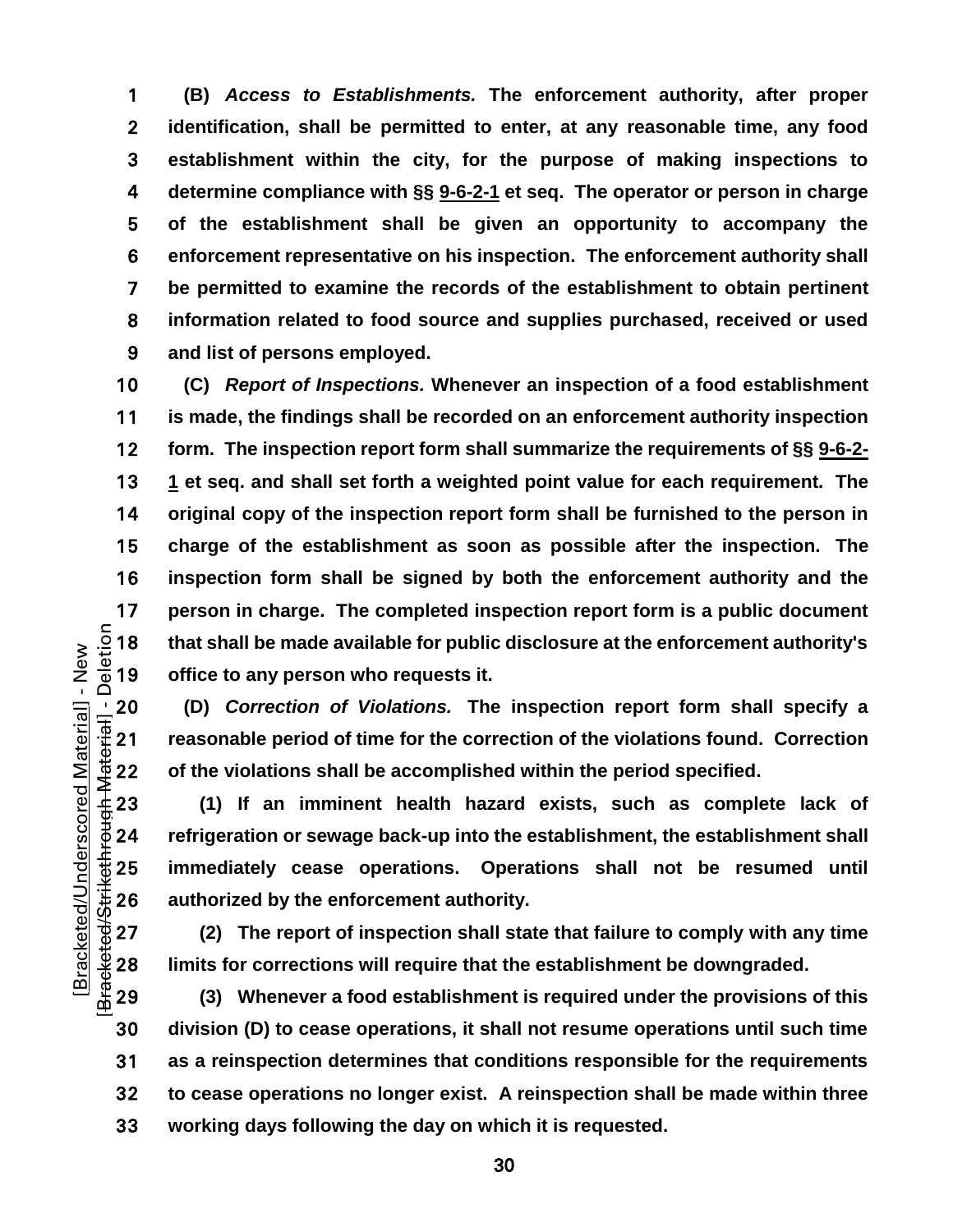**(B)** ***Access to Establishments.*** **The enforcement authority, after proper identification, shall be permitted to enter, at any reasonable time, any food establishment within the city, for the purpose of making inspections to determine compliance with §§ 9-6-2-1 et seq. The operator or person in charge of the establishment shall be given an opportunity to accompany the enforcement representative on his inspection. The enforcement authority shall be permitted to examine the records of the establishment to obtain pertinent information related to food source and supplies purchased, received or used and list of persons employed.**

**(C)** ***Report of Inspections.*** **Whenever an inspection of a food establishment is made, the findings shall be recorded on an enforcement authority inspection form. The inspection report form shall summarize the requirements of §§ 9-6-2-1 et seq. and shall set forth a weighted point value for each requirement. The original copy of the inspection report form shall be furnished to the person in charge of the establishment as soon as possible after the inspection. The inspection form shall be signed by both the enforcement authority and the person in charge. The completed inspection report form is a public document that shall be made available for public disclosure at the enforcement authority's office to any person who requests it.**

**(D)** ***Correction of Violations.*** **The inspection report form shall specify a reasonable period of time for the correction of the violations found. Correction of the violations shall be accomplished within the period specified.**

**(1) If an imminent health hazard exists, such as complete lack of refrigeration or sewage back-up into the establishment, the establishment shall immediately cease operations. Operations shall not be resumed until authorized by the enforcement authority.**

**(2) The report of inspection shall state that failure to comply with any time limits for corrections will require that the establishment be downgraded.**

**(3) Whenever a food establishment is required under the provisions of this division (D) to cease operations, it shall not resume operations until such time as a reinspection determines that conditions responsible for the requirements to cease operations no longer exist. A reinspection shall be made within three working days following the day on which it is requested.**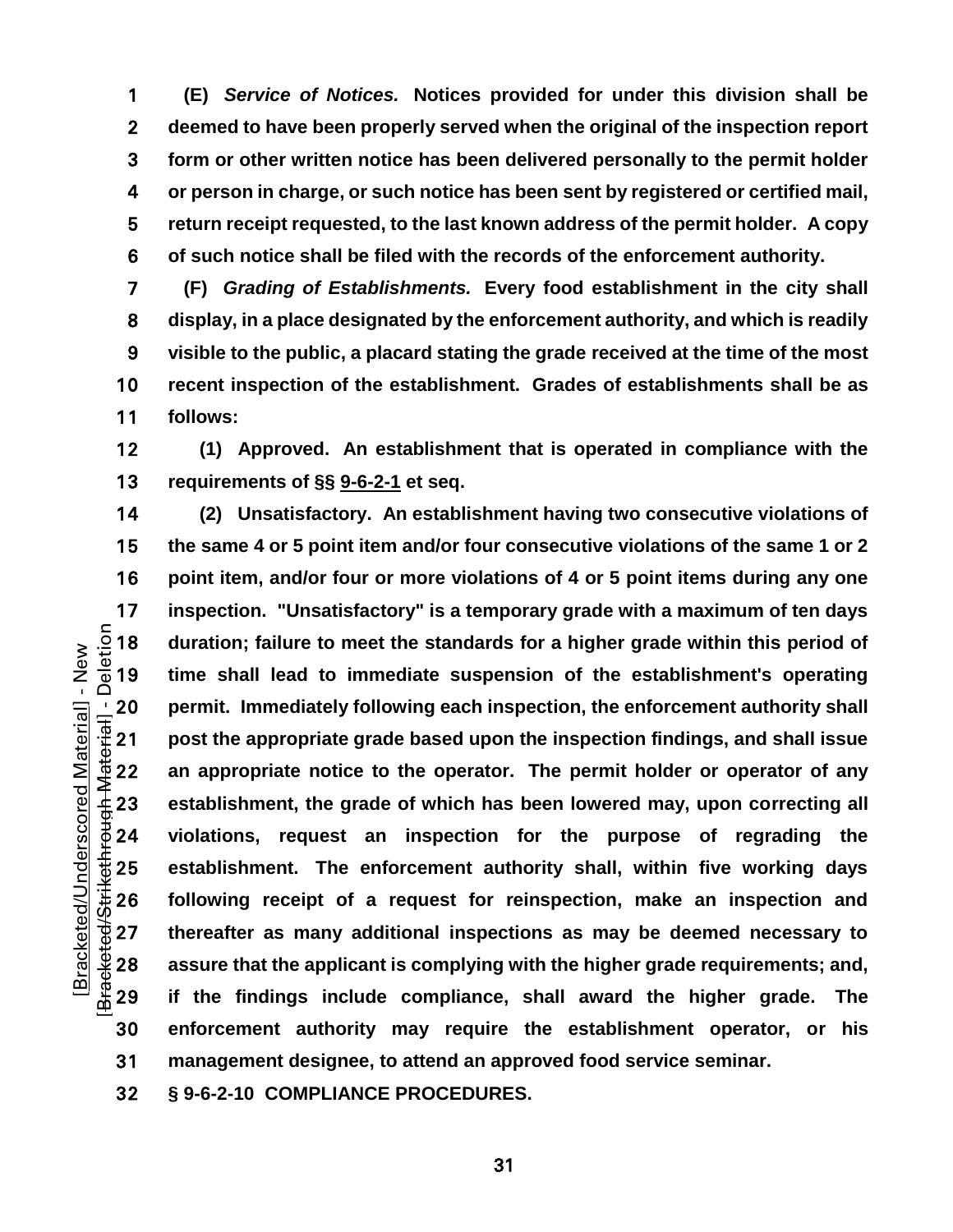**(E)** ***Service of Notices.*** **Notices provided for under this division shall be deemed to have been properly served when the original of the inspection report form or other written notice has been delivered personally to the permit holder or person in charge, or such notice has been sent by registered or certified mail, return receipt requested, to the last known address of the permit holder. A copy of such notice shall be filed with the records of the enforcement authority.**

**(F)** ***Grading of Establishments.*** **Every food establishment in the city shall display, in a place designated by the enforcement authority, and which is readily visible to the public, a placard stating the grade received at the time of the most recent inspection of the establishment. Grades of establishments shall be as follows:**

**(1) Approved. An establishment that is operated in compliance with the requirements of §§ 9-6-2-1 et seq.**

**(2) Unsatisfactory. An establishment having two consecutive violations of the same 4 or 5 point item and/or four consecutive violations of the same 1 or 2 point item, and/or four or more violations of 4 or 5 point items during any one inspection. "Unsatisfactory" is a temporary grade with a maximum of ten days duration; failure to meet the standards for a higher grade within this period of time shall lead to immediate suspension of the establishment's operating permit. Immediately following each inspection, the enforcement authority shall post the appropriate grade based upon the inspection findings, and shall issue an appropriate notice to the operator. The permit holder or operator of any establishment, the grade of which has been lowered may, upon correcting all violations, request an inspection for the purpose of regrading the establishment. The enforcement authority shall, within five working days following receipt of a request for reinspection, make an inspection and thereafter as many additional inspections as may be deemed necessary to assure that the applicant is complying with the higher grade requirements; and, if the findings include compliance, shall award the higher grade. The enforcement authority may require the establishment operator, or his management designee, to attend an approved food service seminar.**

**§ 9-6-2-10 COMPLIANCE PROCEDURES.**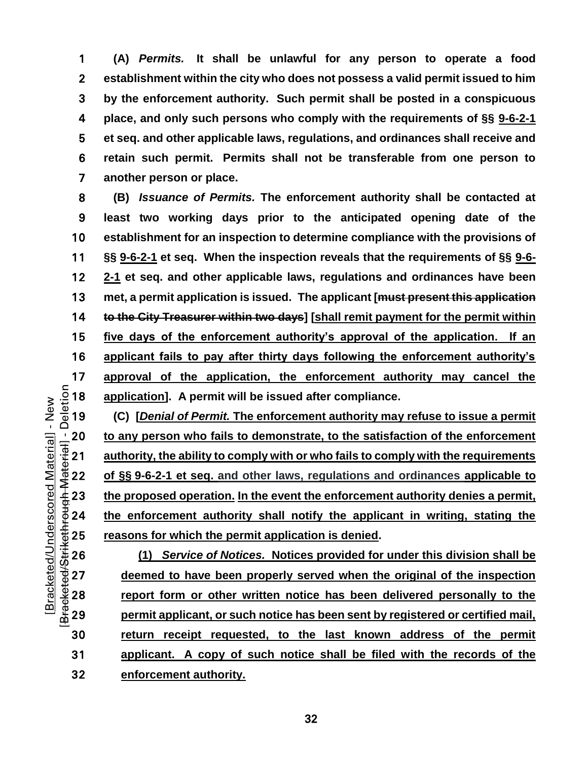**(A)** ***Permits.*** **It shall be unlawful for any person to operate a food establishment within the city who does not possess a valid permit issued to him by the enforcement authority. Such permit shall be posted in a conspicuous place, and only such persons who comply with the requirements of §§ 9-6-2-1 et seq. and other applicable laws, regulations, and ordinances shall receive and retain such permit. Permits shall not be transferable from one person to another person or place.**

**(B)** ***Issuance of Permits.*** **The enforcement authority shall be contacted at least two working days prior to the anticipated opening date of the establishment for an inspection to determine compliance with the provisions of §§ 9-6-2-1 et seq. When the inspection reveals that the requirements of §§ 9-6-2-1 et seq. and other applicable laws, regulations and ordinances have been met, a permit application is issued. The applicant [~~must present this application to the City Treasurer within two days~~] [<u>shall remit payment for the permit within five days of the enforcement authority's approval of the application. If an applicant fails to pay after thirty days following the enforcement authority's approval of the application, the enforcement authority may cancel the application</u>]. A permit will be issued after compliance.**

**(C) [<u>*Denial of Permit.* The enforcement authority may refuse to issue a permit to any person who fails to demonstrate, to the satisfaction of the enforcement authority, the ability to comply with or who fails to comply with the requirements of §§ 9-6-2-1 et seq. and other laws, regulations and ordinances applicable to the proposed operation.</u> <u>In the event the enforcement authority denies a permit, the enforcement authority shall notify the applicant in writing, stating the reasons for which the permit application is denied</u>.**

**<u>(1) *Service of Notices.* Notices provided for under this division shall be deemed to have been properly served when the original of the inspection report form or other written notice has been delivered personally to the permit applicant, or such notice has been sent by registered or certified mail, return receipt requested, to the last known address of the permit applicant. A copy of such notice shall be filed with the records of the enforcement authority.</u>**

[Bracketed/Underscored Material] - New
[Bracketed/~~Strikethrough Material~~] - Deletion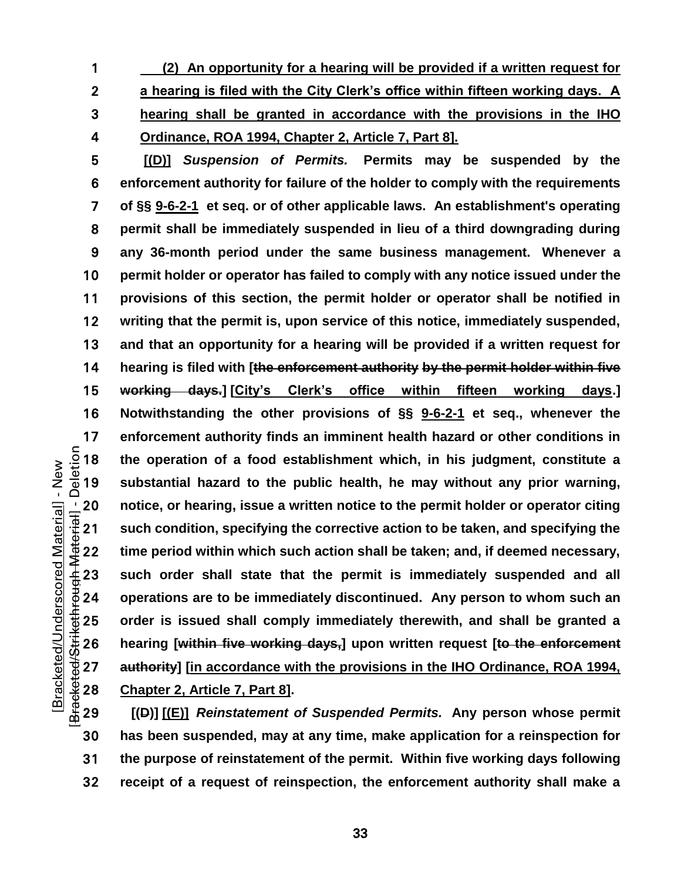(2) An opportunity for a hearing will be provided if a written request for a hearing is filed with the City Clerk's office within fifteen working days. A hearing shall be granted in accordance with the provisions in the IHO Ordinance, ROA 1994, Chapter 2, Article 7, Part 8].

[(D)] *Suspension of Permits.* Permits may be suspended by the enforcement authority for failure of the holder to comply with the requirements of §§ 9-6-2-1 et seq. or of other applicable laws. An establishment's operating permit shall be immediately suspended in lieu of a third downgrading during any 36-month period under the same business management. Whenever a permit holder or operator has failed to comply with any notice issued under the provisions of this section, the permit holder or operator shall be notified in writing that the permit is, upon service of this notice, immediately suspended, and that an opportunity for a hearing will be provided if a written request for hearing is filed with [~~the enforcement authority by the permit holder within five working days.~~] [City's Clerk's office within fifteen working days.] Notwithstanding the other provisions of §§ 9-6-2-1 et seq., whenever the enforcement authority finds an imminent health hazard or other conditions in the operation of a food establishment which, in his judgment, constitute a substantial hazard to the public health, he may without any prior warning, notice, or hearing, issue a written notice to the permit holder or operator citing such condition, specifying the corrective action to be taken, and specifying the time period within which such action shall be taken; and, if deemed necessary, such order shall state that the permit is immediately suspended and all operations are to be immediately discontinued. Any person to whom such an order is issued shall comply immediately therewith, and shall be granted a hearing [~~within five working days,~~] upon written request [~~to the enforcement authority~~] [in accordance with the provisions in the IHO Ordinance, ROA 1994, Chapter 2, Article 7, Part 8].

[(~~D~~)] [(E)] *Reinstatement of Suspended Permits.* Any person whose permit has been suspended, may at any time, make application for a reinspection for the purpose of reinstatement of the permit. Within five working days following receipt of a request of reinspection, the enforcement authority shall make a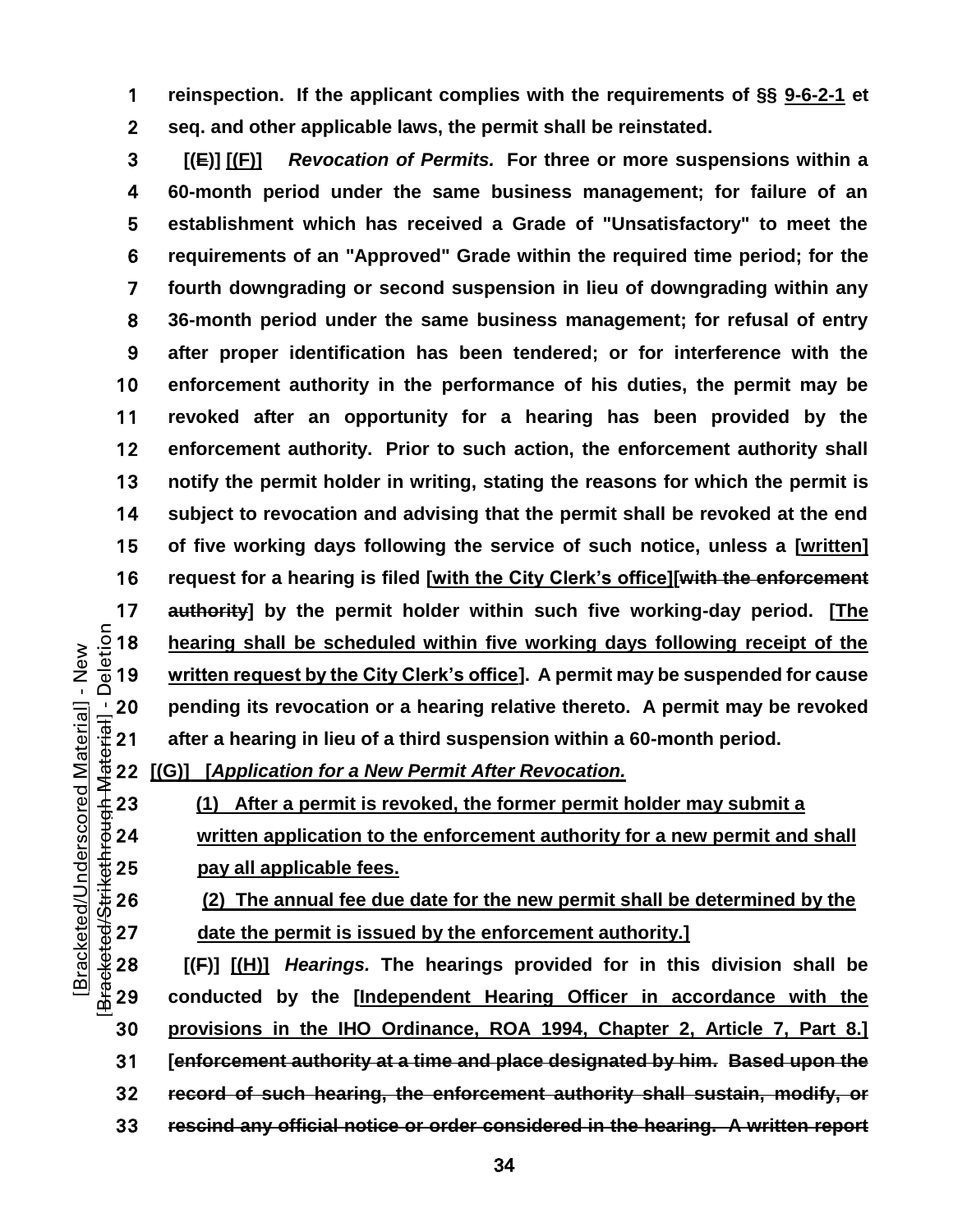**reinspection. If the applicant complies with the requirements of §§ 9-6-2-1 et seq. and other applicable laws, the permit shall be reinstated.**

**[(~~E~~)] [(F)]** ***Revocation of Permits.*** **For three or more suspensions within a 60-month period under the same business management; for failure of an establishment which has received a Grade of "Unsatisfactory" to meet the requirements of an "Approved" Grade within the required time period; for the fourth downgrading or second suspension in lieu of downgrading within any 36-month period under the same business management; for refusal of entry after proper identification has been tendered; or for interference with the enforcement authority in the performance of his duties, the permit may be revoked after an opportunity for a hearing has been provided by the enforcement authority. Prior to such action, the enforcement authority shall notify the permit holder in writing, stating the reasons for which the permit is subject to revocation and advising that the permit shall be revoked at the end of five working days following the service of such notice, unless a [written] request for a hearing is filed [with the City Clerk's office][~~with the enforcement authority~~] by the permit holder within such five working-day period. [The hearing shall be scheduled within five working days following receipt of the written request by the City Clerk's office]. A permit may be suspended for cause pending its revocation or a hearing relative thereto. A permit may be revoked after a hearing in lieu of a third suspension within a 60-month period.**

**[(G)] [*Application for a New Permit After Revocation.***

**(1) After a permit is revoked, the former permit holder may submit a written application to the enforcement authority for a new permit and shall pay all applicable fees.**

**(2) The annual fee due date for the new permit shall be determined by the date the permit is issued by the enforcement authority.]**

**[(~~F~~)] [(H)]** ***Hearings.*** **The hearings provided for in this division shall be conducted by the [Independent Hearing Officer in accordance with the provisions in the IHO Ordinance, ROA 1994, Chapter 2, Article 7, Part 8.] [~~enforcement authority at a time and place designated by him. Based upon the record of such hearing, the enforcement authority shall sustain, modify, or rescind any official notice or order considered in the hearing. A written report~~**

[Bracketed/Underscored Material] - New
[Bracketed/Strikethrough Material] - Deletion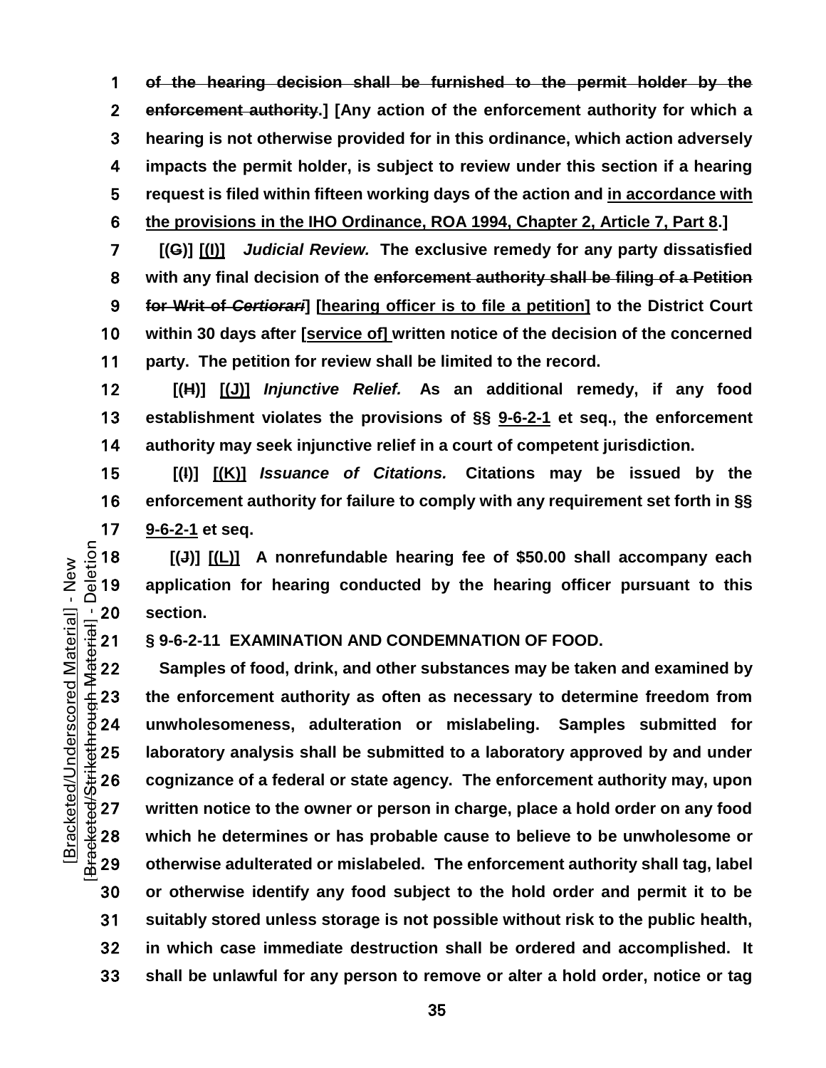~~of the hearing decision shall be furnished to the permit holder by the enforcement authority.~~**] [Any action of the enforcement authority for which a hearing is not otherwise provided for in this ordinance, which action adversely impacts the permit holder, is subject to review under this section if a hearing request is filed within fifteen working days of the action and <u>in accordance with the provisions in the IHO Ordinance, ROA 1994, Chapter 2, Article 7, Part 8</u>.]**

**[(~~G~~)] [<u>(I)</u>]** ***Judicial Review.*** **The exclusive remedy for any party dissatisfied with any final decision of the ~~enforcement authority shall be filing of a Petition for Writ of *Certiorari*~~] [<u>hearing officer is to file a petition</u>] to the District Court within 30 days after [<u>service of</u>] written notice of the decision of the concerned party. The petition for review shall be limited to the record.**

**[(~~H~~)] [<u>(J)</u>]** ***Injunctive Relief.*** **As an additional remedy, if any food establishment violates the provisions of §§ <u>9-6-2-1</u> et seq., the enforcement authority may seek injunctive relief in a court of competent jurisdiction.**

**[(~~I~~)] [<u>(K)</u>]** ***Issuance of Citations.*** **Citations may be issued by the enforcement authority for failure to comply with any requirement set forth in §§ <u>9-6-2-1</u> et seq.**

**[(~~J~~)] [<u>(L)</u>] A nonrefundable hearing fee of $50.00 shall accompany each application for hearing conducted by the hearing officer pursuant to this section.**

**§ 9-6-2-11 EXAMINATION AND CONDEMNATION OF FOOD.**

**Samples of food, drink, and other substances may be taken and examined by the enforcement authority as often as necessary to determine freedom from unwholesomeness, adulteration or mislabeling. Samples submitted for laboratory analysis shall be submitted to a laboratory approved by and under cognizance of a federal or state agency. The enforcement authority may, upon written notice to the owner or person in charge, place a hold order on any food which he determines or has probable cause to believe to be unwholesome or otherwise adulterated or mislabeled. The enforcement authority shall tag, label or otherwise identify any food subject to the hold order and permit it to be suitably stored unless storage is not possible without risk to the public health, in which case immediate destruction shall be ordered and accomplished. It shall be unlawful for any person to remove or alter a hold order, notice or tag**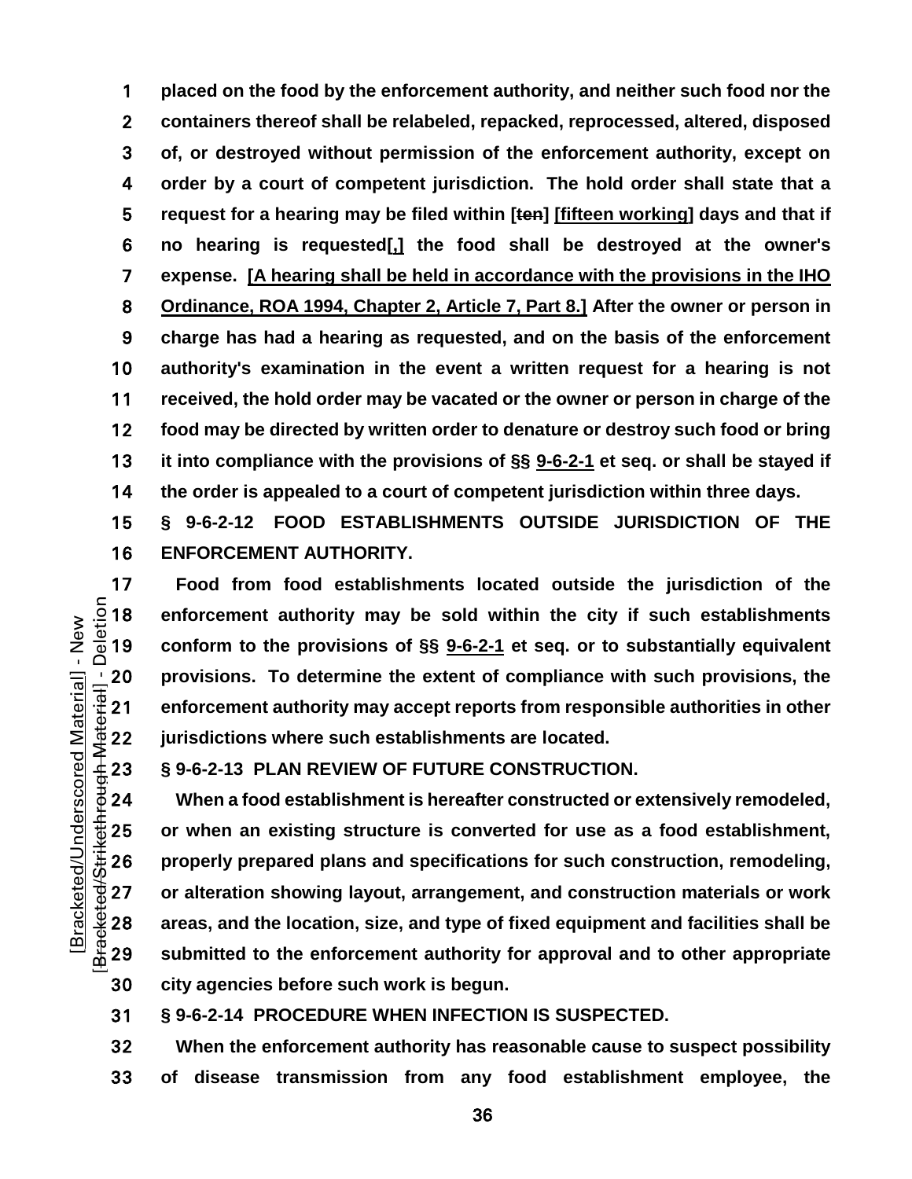**placed on the food by the enforcement authority, and neither such food nor the containers thereof shall be relabeled, repacked, reprocessed, altered, disposed of, or destroyed without permission of the enforcement authority, except on order by a court of competent jurisdiction. The hold order shall state that a request for a hearing may be filed within [~~ten~~] [fifteen working] days and that if no hearing is requested[,] the food shall be destroyed at the owner's expense. [A hearing shall be held in accordance with the provisions in the IHO Ordinance, ROA 1994, Chapter 2, Article 7, Part 8.] After the owner or person in charge has had a hearing as requested, and on the basis of the enforcement authority's examination in the event a written request for a hearing is not received, the hold order may be vacated or the owner or person in charge of the food may be directed by written order to denature or destroy such food or bring it into compliance with the provisions of §§ 9-6-2-1 et seq. or shall be stayed if the order is appealed to a court of competent jurisdiction within three days.**

**§ 9-6-2-12 FOOD ESTABLISHMENTS OUTSIDE JURISDICTION OF THE ENFORCEMENT AUTHORITY.**

**Food from food establishments located outside the jurisdiction of the enforcement authority may be sold within the city if such establishments conform to the provisions of §§ 9-6-2-1 et seq. or to substantially equivalent provisions. To determine the extent of compliance with such provisions, the enforcement authority may accept reports from responsible authorities in other jurisdictions where such establishments are located.**

**§ 9-6-2-13 PLAN REVIEW OF FUTURE CONSTRUCTION.**

**When a food establishment is hereafter constructed or extensively remodeled, or when an existing structure is converted for use as a food establishment, properly prepared plans and specifications for such construction, remodeling, or alteration showing layout, arrangement, and construction materials or work areas, and the location, size, and type of fixed equipment and facilities shall be submitted to the enforcement authority for approval and to other appropriate city agencies before such work is begun.**

**§ 9-6-2-14 PROCEDURE WHEN INFECTION IS SUSPECTED.**

**When the enforcement authority has reasonable cause to suspect possibility of disease transmission from any food establishment employee, the**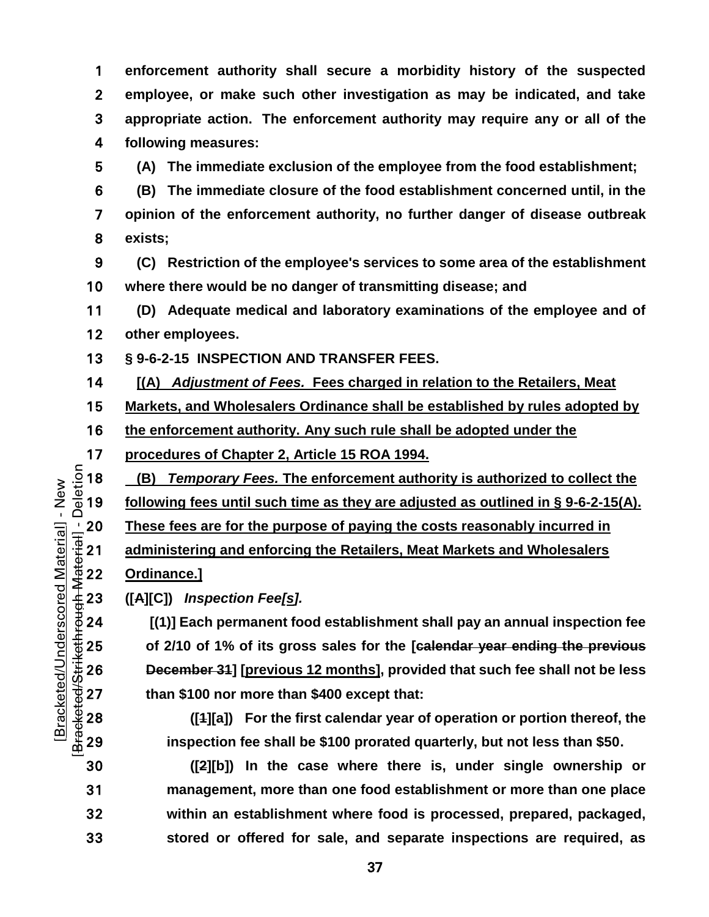**enforcement authority shall secure a morbidity history of the suspected employee, or make such other investigation as may be indicated, and take appropriate action. The enforcement authority may require any or all of the following measures:**

**(A) The immediate exclusion of the employee from the food establishment;**

**(B) The immediate closure of the food establishment concerned until, in the opinion of the enforcement authority, no further danger of disease outbreak exists;**

**(C) Restriction of the employee's services to some area of the establishment where there would be no danger of transmitting disease; and**

**(D) Adequate medical and laboratory examinations of the employee and of other employees.**

**§ 9-6-2-15 INSPECTION AND TRANSFER FEES.**

**[(A) *Adjustment of Fees.* Fees charged in relation to the Retailers, Meat Markets, and Wholesalers Ordinance shall be established by rules adopted by the enforcement authority. Any such rule shall be adopted under the procedures of Chapter 2, Article 15 ROA 1994.**

**(B) *Temporary Fees.* The enforcement authority is authorized to collect the following fees until such time as they are adjusted as outlined in § 9-6-2-15(A). These fees are for the purpose of paying the costs reasonably incurred in administering and enforcing the Retailers, Meat Markets and Wholesalers Ordinance.]**

**([A][C]) *Inspection Fee[s].***

**[(1)] Each permanent food establishment shall pay an annual inspection fee of 2/10 of 1% of its gross sales for the [~~calendar year ending the previous December 31~~] [previous 12 months], provided that such fee shall not be less than $100 nor more than $400 except that:**

**([~~1~~][a]) For the first calendar year of operation or portion thereof, the inspection fee shall be $100 prorated quarterly, but not less than $50.**

**([~~2~~][b]) In the case where there is, under single ownership or management, more than one food establishment or more than one place within an establishment where food is processed, prepared, packaged, stored or offered for sale, and separate inspections are required, as**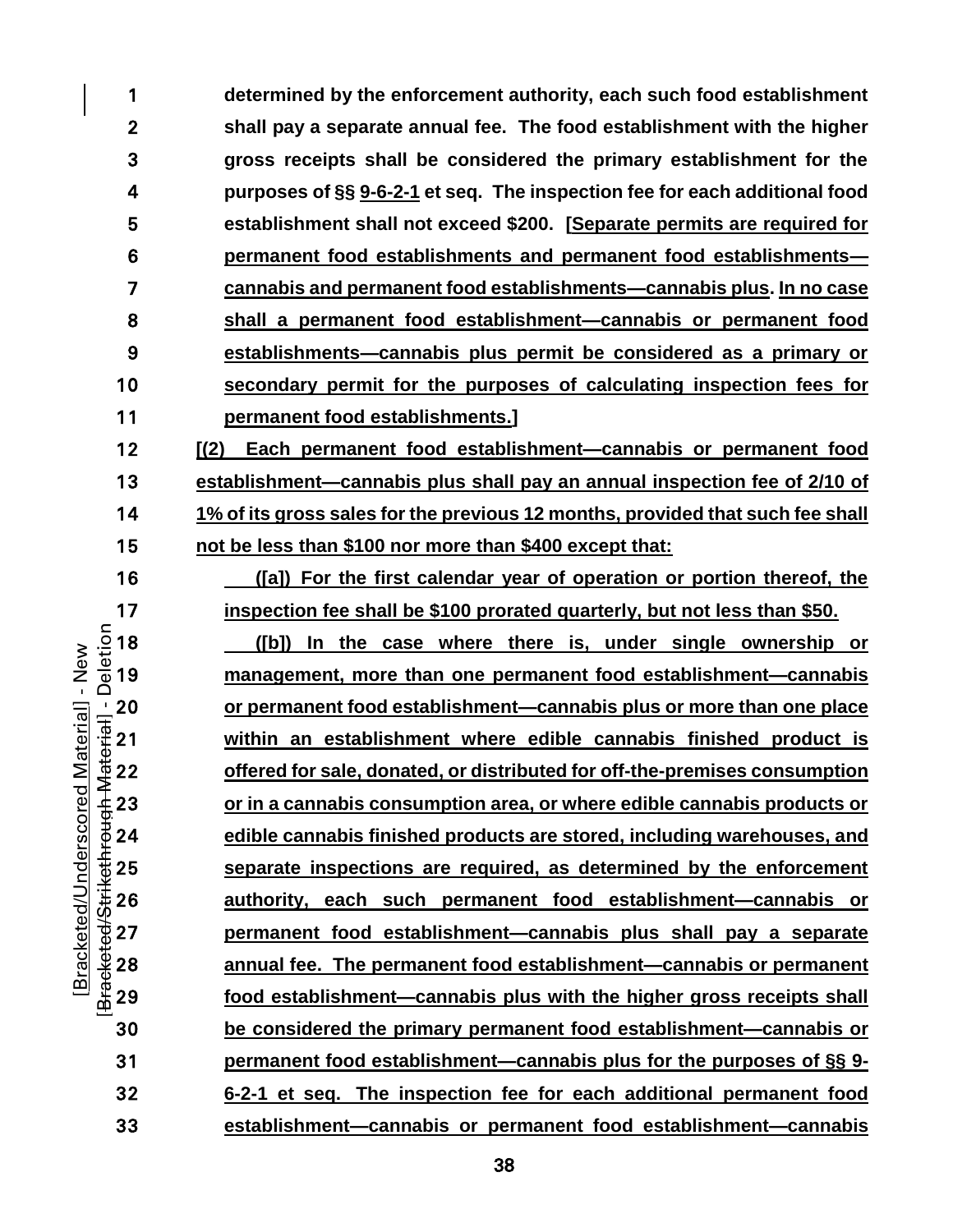determined by the enforcement authority, each such food establishment shall pay a separate annual fee. The food establishment with the higher gross receipts shall be considered the primary establishment for the purposes of §§ 9-6-2-1 et seq. The inspection fee for each additional food establishment shall not exceed $200. [Separate permits are required for permanent food establishments and permanent food establishments—cannabis and permanent food establishments—cannabis plus. In no case shall a permanent food establishment—cannabis or permanent food establishments—cannabis plus permit be considered as a primary or secondary permit for the purposes of calculating inspection fees for permanent food establishments.]

[(2) Each permanent food establishment—cannabis or permanent food establishment—cannabis plus shall pay an annual inspection fee of 2/10 of 1% of its gross sales for the previous 12 months, provided that such fee shall not be less than $100 nor more than $400 except that:

([a]) For the first calendar year of operation or portion thereof, the inspection fee shall be $100 prorated quarterly, but not less than $50.

([b]) In the case where there is, under single ownership or management, more than one permanent food establishment—cannabis or permanent food establishment—cannabis plus or more than one place within an establishment where edible cannabis finished product is offered for sale, donated, or distributed for off-the-premises consumption or in a cannabis consumption area, or where edible cannabis products or edible cannabis finished products are stored, including warehouses, and separate inspections are required, as determined by the enforcement authority, each such permanent food establishment—cannabis or permanent food establishment—cannabis plus shall pay a separate annual fee. The permanent food establishment—cannabis or permanent food establishment—cannabis plus with the higher gross receipts shall be considered the primary permanent food establishment—cannabis or permanent food establishment—cannabis plus for the purposes of §§ 9-6-2-1 et seq. The inspection fee for each additional permanent food establishment—cannabis or permanent food establishment—cannabis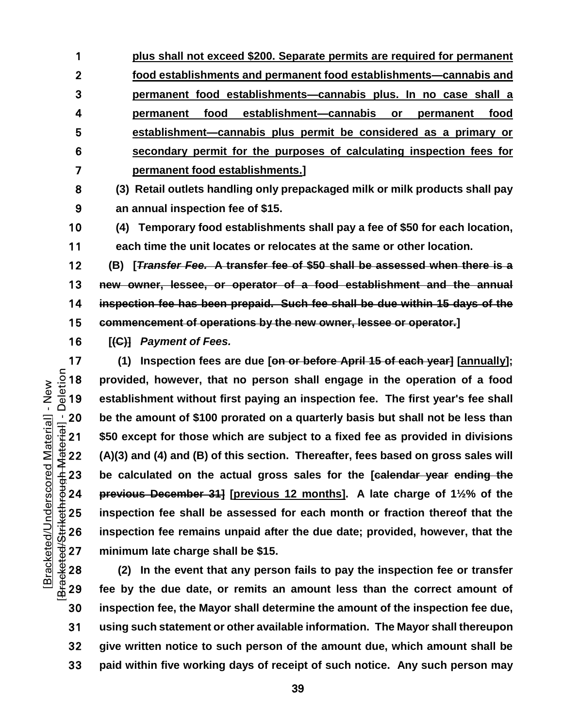**plus shall not exceed $200. Separate permits are required for permanent food establishments and permanent food establishments—cannabis and permanent food establishments—cannabis plus. In no case shall a permanent food establishment—cannabis or permanent food establishment—cannabis plus permit be considered as a primary or secondary permit for the purposes of calculating inspection fees for permanent food establishments.]**

**(3) Retail outlets handling only prepackaged milk or milk products shall pay an annual inspection fee of $15.**

**(4) Temporary food establishments shall pay a fee of $50 for each location, each time the unit locates or relocates at the same or other location.**

**(B) [~~*Transfer Fee.* A transfer fee of $50 shall be assessed when there is a new owner, lessee, or operator of a food establishment and the annual inspection fee has been prepaid. Such fee shall be due within 15 days of the commencement of operations by the new owner, lessee or operator.~~]**

**[~~(C)~~] *Payment of Fees.***

**(1) Inspection fees are due [~~on or before April 15 of each year~~] [annually]; provided, however, that no person shall engage in the operation of a food establishment without first paying an inspection fee. The first year's fee shall be the amount of $100 prorated on a quarterly basis but shall not be less than $50 except for those which are subject to a fixed fee as provided in divisions (A)(3) and (4) and (B) of this section. Thereafter, fees based on gross sales will be calculated on the actual gross sales for the [~~calendar year ending the previous December 31~~] [previous 12 months]. A late charge of 1½% of the inspection fee shall be assessed for each month or fraction thereof that the inspection fee remains unpaid after the due date; provided, however, that the minimum late charge shall be $15.**

**(2) In the event that any person fails to pay the inspection fee or transfer fee by the due date, or remits an amount less than the correct amount of inspection fee, the Mayor shall determine the amount of the inspection fee due, using such statement or other available information. The Mayor shall thereupon give written notice to such person of the amount due, which amount shall be paid within five working days of receipt of such notice. Any such person may**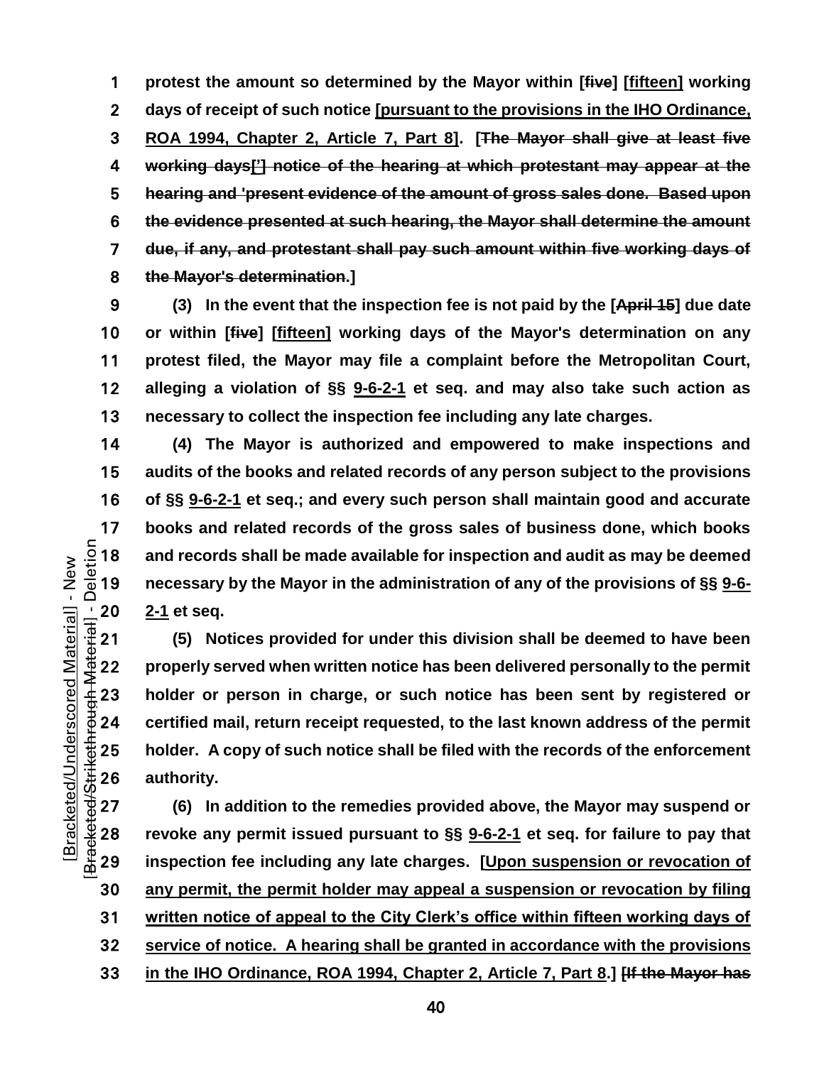**protest the amount so determined by the Mayor within [~~five~~] [<u>fifteen</u>] working days of receipt of such notice <u>[pursuant to the provisions in the IHO Ordinance, ROA 1994, Chapter 2, Article 7, Part 8]</u>. [~~The Mayor shall give at least five working days['] notice of the hearing at which protestant may appear at the hearing and 'present evidence of the amount of gross sales done. Based upon the evidence presented at such hearing, the Mayor shall determine the amount due, if any, and protestant shall pay such amount within five working days of the Mayor's determination.~~]**

**(3) In the event that the inspection fee is not paid by the [~~April 15~~] due date or within [~~five~~] [<u>fifteen</u>] working days of the Mayor's determination on any protest filed, the Mayor may file a complaint before the Metropolitan Court, alleging a violation of §§ <u>9-6-2-1</u> et seq. and may also take such action as necessary to collect the inspection fee including any late charges.**

**(4) The Mayor is authorized and empowered to make inspections and audits of the books and related records of any person subject to the provisions of §§ <u>9-6-2-1</u> et seq.; and every such person shall maintain good and accurate books and related records of the gross sales of business done, which books and records shall be made available for inspection and audit as may be deemed necessary by the Mayor in the administration of any of the provisions of §§ <u>9-6-2-1</u> et seq.**

**(5) Notices provided for under this division shall be deemed to have been properly served when written notice has been delivered personally to the permit holder or person in charge, or such notice has been sent by registered or certified mail, return receipt requested, to the last known address of the permit holder. A copy of such notice shall be filed with the records of the enforcement authority.**

**(6) In addition to the remedies provided above, the Mayor may suspend or revoke any permit issued pursuant to §§ <u>9-6-2-1</u> et seq. for failure to pay that inspection fee including any late charges. <u>[Upon suspension or revocation of any permit, the permit holder may appeal a suspension or revocation by filing written notice of appeal to the City Clerk's office within fifteen working days of service of notice. A hearing shall be granted in accordance with the provisions in the IHO Ordinance, ROA 1994, Chapter 2, Article 7, Part 8</u>.] [~~If the Mayor has~~**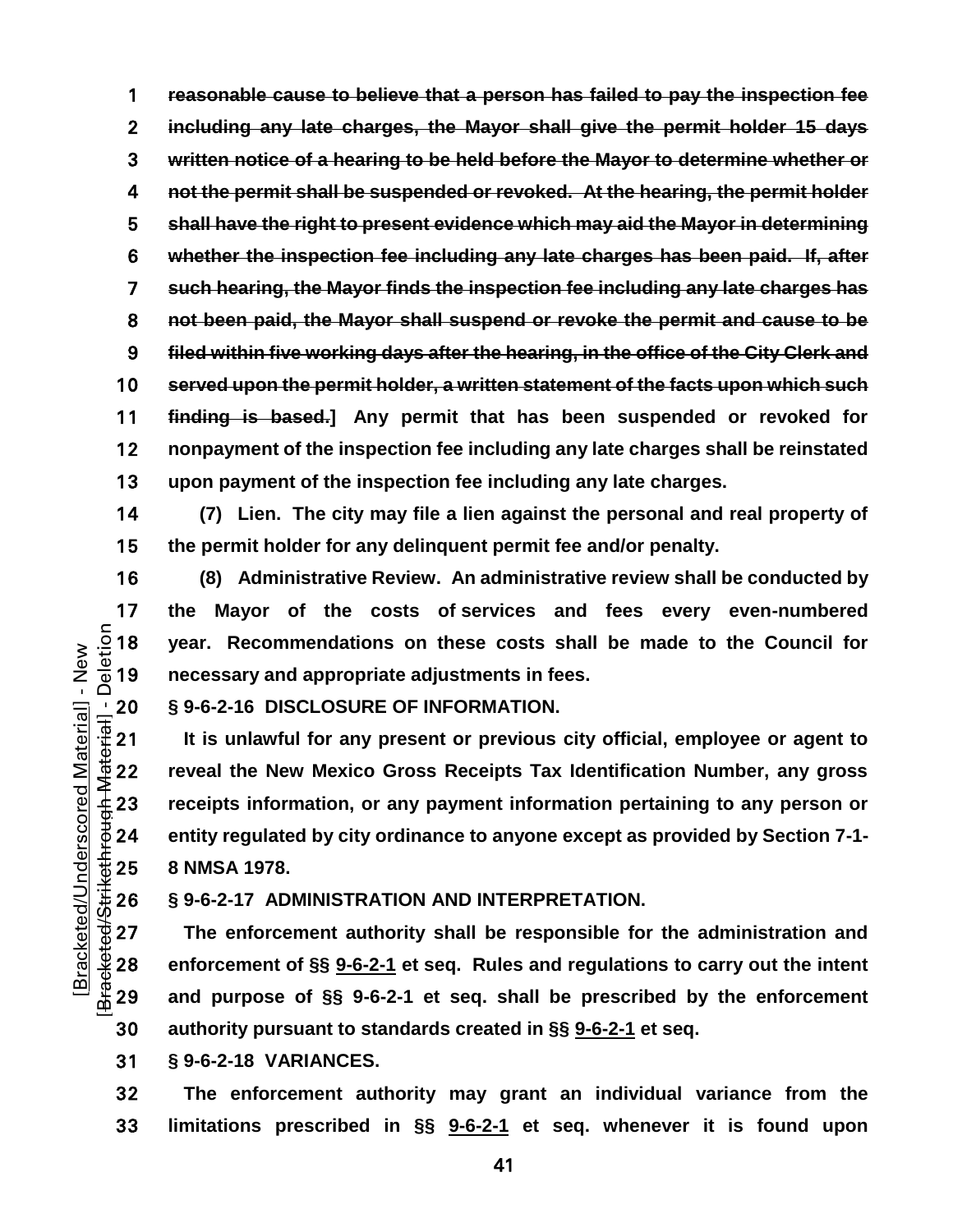~~reasonable cause to believe that a person has failed to pay the inspection fee including any late charges, the Mayor shall give the permit holder 15 days written notice of a hearing to be held before the Mayor to determine whether or not the permit shall be suspended or revoked. At the hearing, the permit holder shall have the right to present evidence which may aid the Mayor in determining whether the inspection fee including any late charges has been paid. If, after such hearing, the Mayor finds the inspection fee including any late charges has not been paid, the Mayor shall suspend or revoke the permit and cause to be filed within five working days after the hearing, in the office of the City Clerk and served upon the permit holder, a written statement of the facts upon which such finding is based.~~**]** **Any permit that has been suspended or revoked for nonpayment of the inspection fee including any late charges shall be reinstated upon payment of the inspection fee including any late charges.**

**(7) Lien. The city may file a lien against the personal and real property of the permit holder for any delinquent permit fee and/or penalty.**

**(8) Administrative Review. An administrative review shall be conducted by the Mayor of the costs of services and fees every even-numbered year. Recommendations on these costs shall be made to the Council for necessary and appropriate adjustments in fees.**

**§ 9-6-2-16 DISCLOSURE OF INFORMATION.**

**It is unlawful for any present or previous city official, employee or agent to reveal the New Mexico Gross Receipts Tax Identification Number, any gross receipts information, or any payment information pertaining to any person or entity regulated by city ordinance to anyone except as provided by Section 7-1-8 NMSA 1978.**

**§ 9-6-2-17 ADMINISTRATION AND INTERPRETATION.**

**The enforcement authority shall be responsible for the administration and enforcement of §§ 9-6-2-1 et seq. Rules and regulations to carry out the intent and purpose of §§ 9-6-2-1 et seq. shall be prescribed by the enforcement authority pursuant to standards created in §§ 9-6-2-1 et seq.**

**§ 9-6-2-18 VARIANCES.**

**The enforcement authority may grant an individual variance from the limitations prescribed in §§ 9-6-2-1 et seq. whenever it is found upon**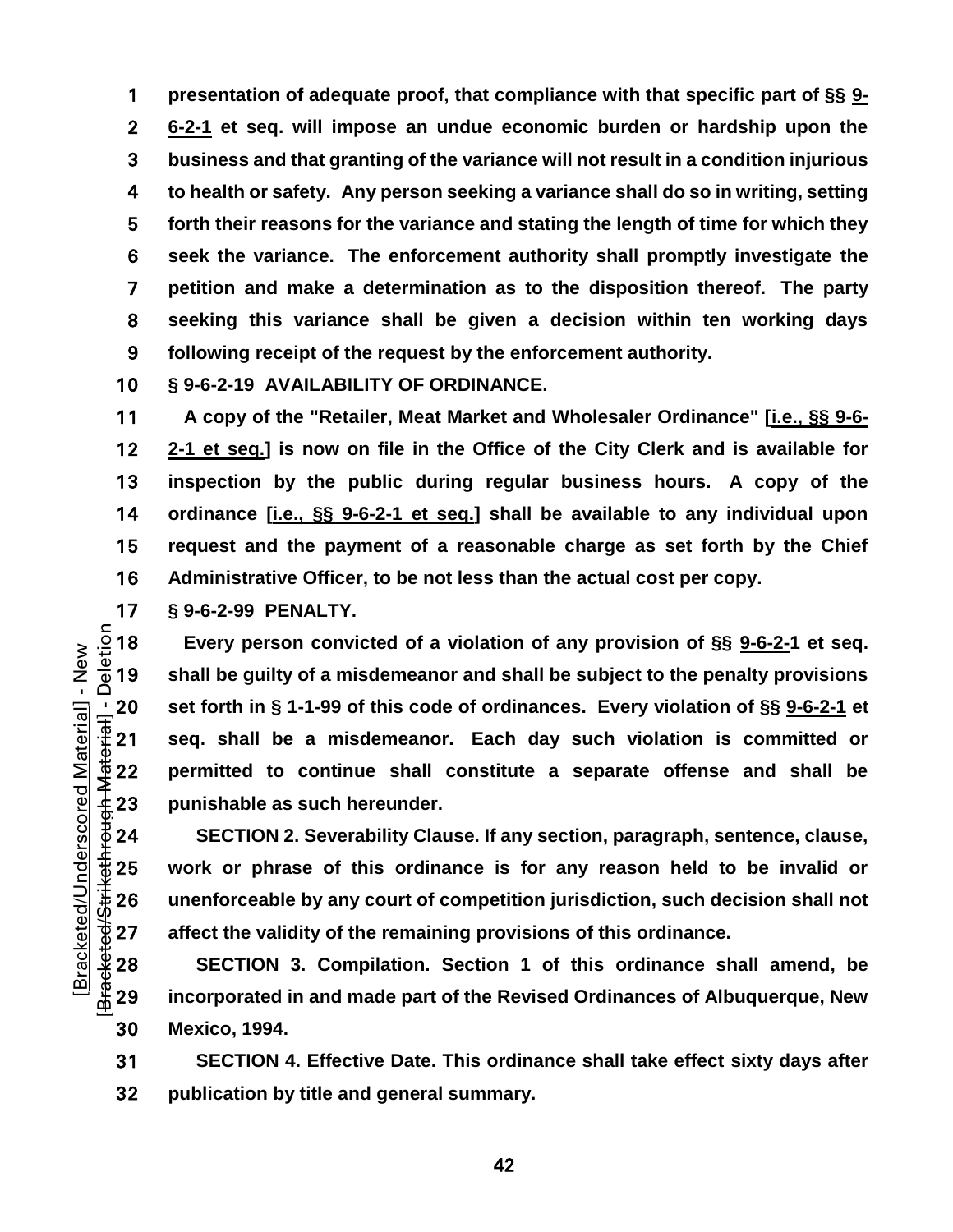**presentation of adequate proof, that compliance with that specific part of §§ 9-6-2-1 et seq. will impose an undue economic burden or hardship upon the business and that granting of the variance will not result in a condition injurious to health or safety. Any person seeking a variance shall do so in writing, setting forth their reasons for the variance and stating the length of time for which they seek the variance. The enforcement authority shall promptly investigate the petition and make a determination as to the disposition thereof. The party seeking this variance shall be given a decision within ten working days following receipt of the request by the enforcement authority.**

**§ 9-6-2-19 AVAILABILITY OF ORDINANCE.**

**A copy of the "Retailer, Meat Market and Wholesaler Ordinance" [i.e., §§ 9-6-2-1 et seq.] is now on file in the Office of the City Clerk and is available for inspection by the public during regular business hours. A copy of the ordinance [i.e., §§ 9-6-2-1 et seq.] shall be available to any individual upon request and the payment of a reasonable charge as set forth by the Chief Administrative Officer, to be not less than the actual cost per copy.**

**§ 9-6-2-99 PENALTY.**

**Every person convicted of a violation of any provision of §§ 9-6-2-1 et seq. shall be guilty of a misdemeanor and shall be subject to the penalty provisions set forth in § 1-1-99 of this code of ordinances. Every violation of §§ 9-6-2-1 et seq. shall be a misdemeanor. Each day such violation is committed or permitted to continue shall constitute a separate offense and shall be punishable as such hereunder.**

**SECTION 2. Severability Clause. If any section, paragraph, sentence, clause, work or phrase of this ordinance is for any reason held to be invalid or unenforceable by any court of competition jurisdiction, such decision shall not affect the validity of the remaining provisions of this ordinance.**

**SECTION 3. Compilation. Section 1 of this ordinance shall amend, be incorporated in and made part of the Revised Ordinances of Albuquerque, New Mexico, 1994.**

**SECTION 4. Effective Date. This ordinance shall take effect sixty days after publication by title and general summary.**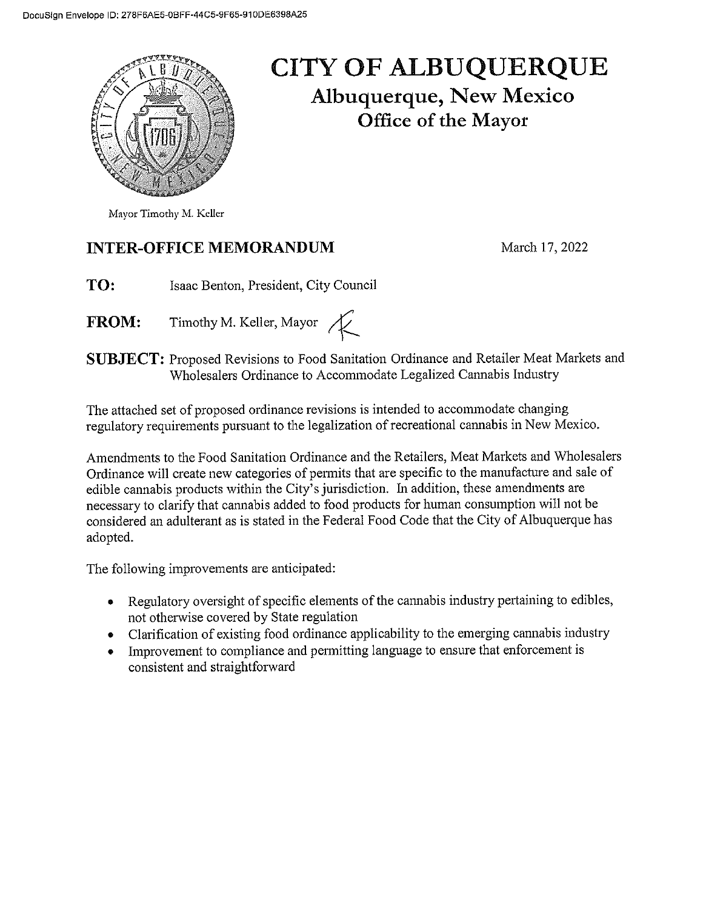DocuSign Envelope ID: 278F6AE5-0BFF-44C5-9F65-910DE6398A25

# CITY OF ALBUQUERQUE

## Albuquerque, New Mexico

## Office of the Mayor

Mayor Timothy M. Keller

**INTER-OFFICE MEMORANDUM** March 17, 2022

**TO:** Isaac Benton, President, City Council

**FROM:** Timothy M. Keller, Mayor

**SUBJECT:** Proposed Revisions to Food Sanitation Ordinance and Retailer Meat Markets and Wholesalers Ordinance to Accommodate Legalized Cannabis Industry

The attached set of proposed ordinance revisions is intended to accommodate changing regulatory requirements pursuant to the legalization of recreational cannabis in New Mexico.

Amendments to the Food Sanitation Ordinance and the Retailers, Meat Markets and Wholesalers Ordinance will create new categories of permits that are specific to the manufacture and sale of edible cannabis products within the City's jurisdiction. In addition, these amendments are necessary to clarify that cannabis added to food products for human consumption will not be considered an adulterant as is stated in the Federal Food Code that the City of Albuquerque has adopted.

The following improvements are anticipated:

- Regulatory oversight of specific elements of the cannabis industry pertaining to edibles, not otherwise covered by State regulation
- Clarification of existing food ordinance applicability to the emerging cannabis industry
- Improvement to compliance and permitting language to ensure that enforcement is consistent and straightforward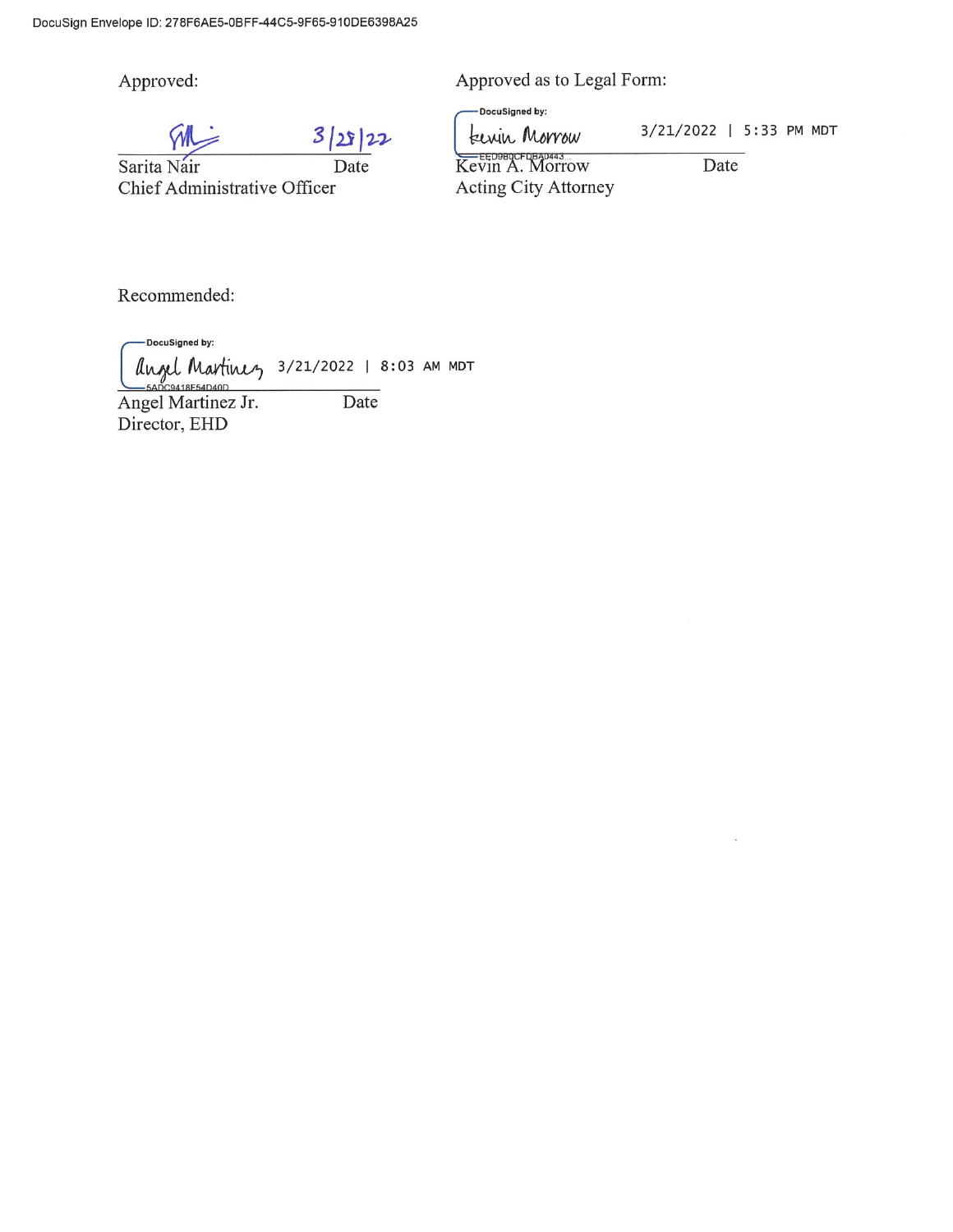DocuSign Envelope ID: 278F6AE5-0BFF-44C5-9F65-910DE6398A25

Approved:

3/28/22

Sarita Nair — Date
Chief Administrative Officer

Approved as to Legal Form:

DocuSigned by:
Kevin Morrow — 3/21/2022 | 5:33 PM MDT
EED9B0CFDBA0443...

Kevin A. Morrow — Date
Acting City Attorney

Recommended:

DocuSigned by:
Angel Martinez — 3/21/2022 | 8:03 AM MDT
5ADC9418F54D40D...

Angel Martinez Jr. — Date
Director, EHD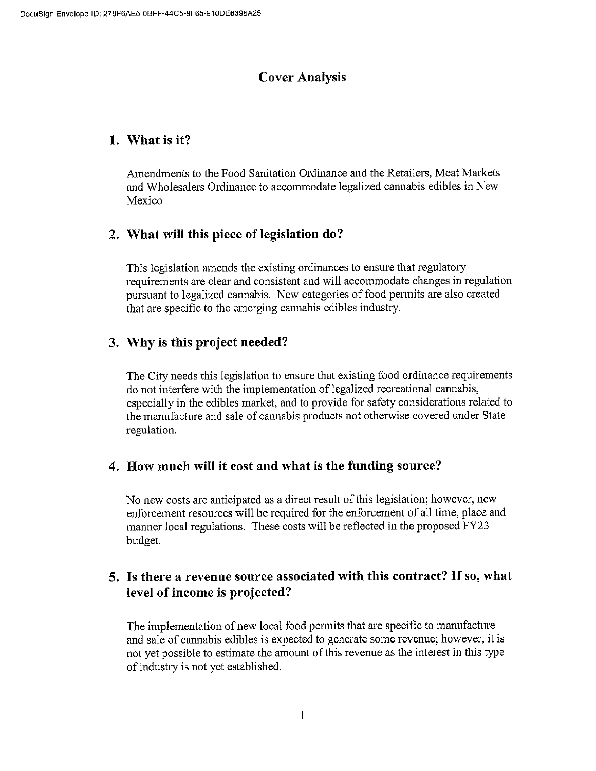# Cover Analysis

## 1. What is it?

Amendments to the Food Sanitation Ordinance and the Retailers, Meat Markets and Wholesalers Ordinance to accommodate legalized cannabis edibles in New Mexico

## 2. What will this piece of legislation do?

This legislation amends the existing ordinances to ensure that regulatory requirements are clear and consistent and will accommodate changes in regulation pursuant to legalized cannabis. New categories of food permits are also created that are specific to the emerging cannabis edibles industry.

## 3. Why is this project needed?

The City needs this legislation to ensure that existing food ordinance requirements do not interfere with the implementation of legalized recreational cannabis, especially in the edibles market, and to provide for safety considerations related to the manufacture and sale of cannabis products not otherwise covered under State regulation.

## 4. How much will it cost and what is the funding source?

No new costs are anticipated as a direct result of this legislation; however, new enforcement resources will be required for the enforcement of all time, place and manner local regulations. These costs will be reflected in the proposed FY23 budget.

## 5. Is there a revenue source associated with this contract? If so, what level of income is projected?

The implementation of new local food permits that are specific to manufacture and sale of cannabis edibles is expected to generate some revenue; however, it is not yet possible to estimate the amount of this revenue as the interest in this type of industry is not yet established.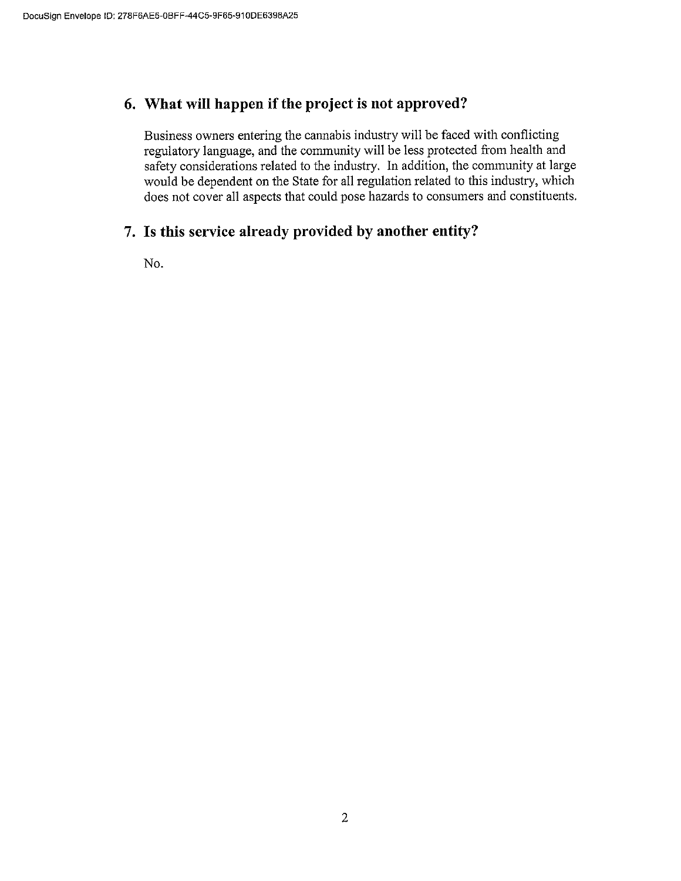## 6. What will happen if the project is not approved?

Business owners entering the cannabis industry will be faced with conflicting regulatory language, and the community will be less protected from health and safety considerations related to the industry. In addition, the community at large would be dependent on the State for all regulation related to this industry, which does not cover all aspects that could pose hazards to consumers and constituents.

## 7. Is this service already provided by another entity?

No.